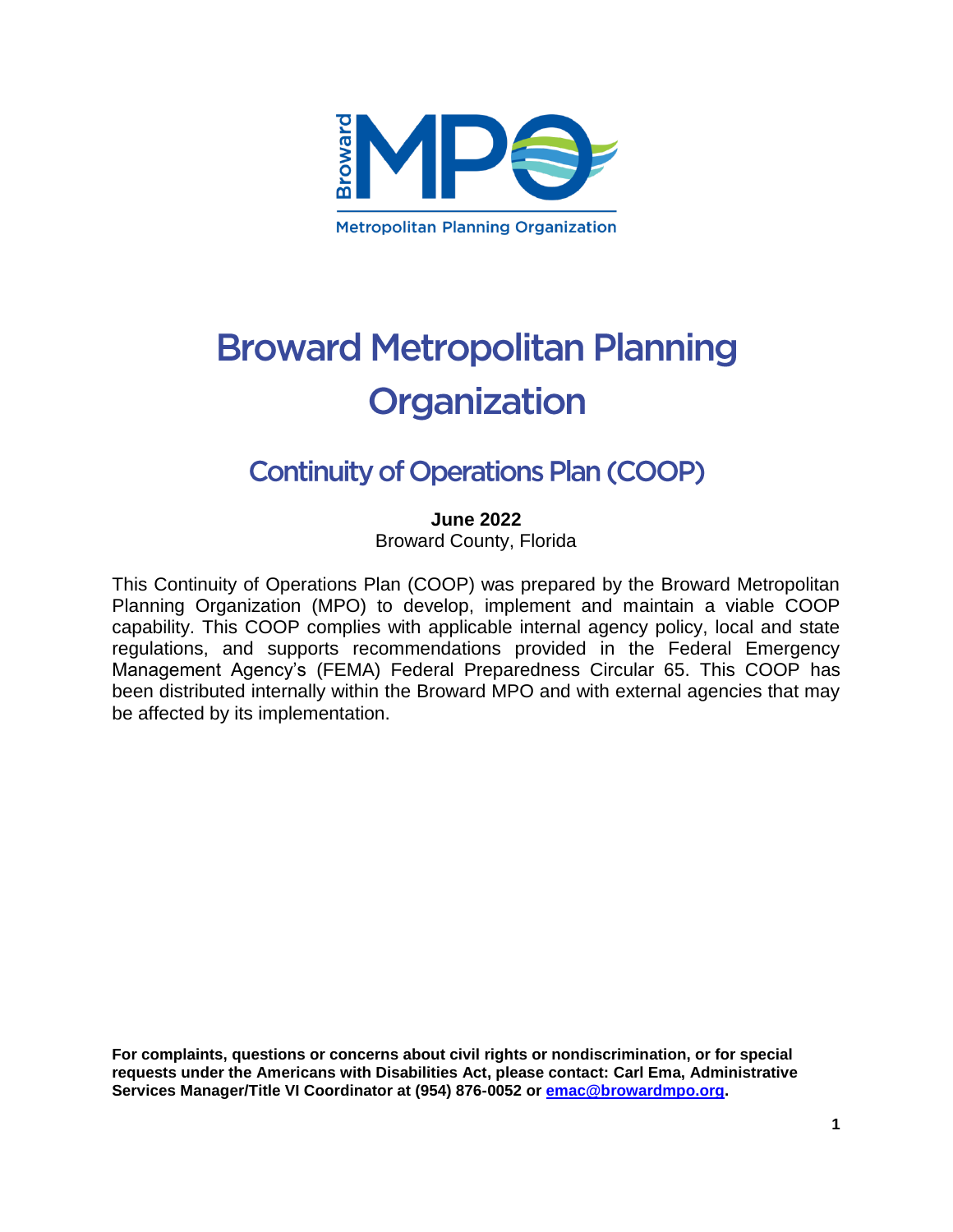# Broward Metropolitan Planning Organization

## Continuity of Operations Plan (COOP)

**June 2022**
Broward County, Florida

This Continuity of Operations Plan (COOP) was prepared by the Broward Metropolitan Planning Organization (MPO) to develop, implement and maintain a viable COOP capability. This COOP complies with applicable internal agency policy, local and state regulations, and supports recommendations provided in the Federal Emergency Management Agency's (FEMA) Federal Preparedness Circular 65. This COOP has been distributed internally within the Broward MPO and with external agencies that may be affected by its implementation.

**For complaints, questions or concerns about civil rights or nondiscrimination, or for special requests under the Americans with Disabilities Act, please contact: Carl Ema, Administrative Services Manager/Title VI Coordinator at (954) 876-0052 or emac@browardmpo.org.**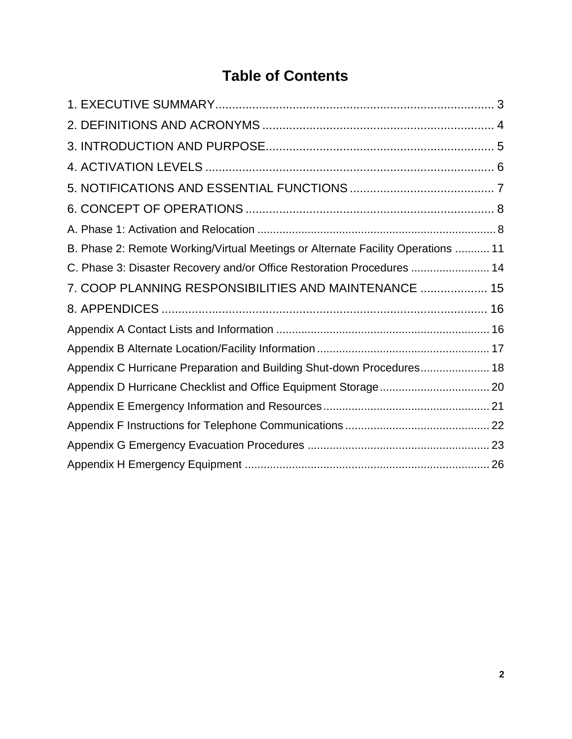# Table of Contents

1. EXECUTIVE SUMMARY ........ 3

2. DEFINITIONS AND ACRONYMS ........ 4

3. INTRODUCTION AND PURPOSE ........ 5

4. ACTIVATION LEVELS ........ 6

5. NOTIFICATIONS AND ESSENTIAL FUNCTIONS ........ 7

6. CONCEPT OF OPERATIONS ........ 8

A. Phase 1: Activation and Relocation ........ 8

B. Phase 2: Remote Working/Virtual Meetings or Alternate Facility Operations ........ 11

C. Phase 3: Disaster Recovery and/or Office Restoration Procedures ........ 14

7. COOP PLANNING RESPONSIBILITIES AND MAINTENANCE ........ 15

8. APPENDICES ........ 16

Appendix A Contact Lists and Information ........ 16

Appendix B Alternate Location/Facility Information ........ 17

Appendix C Hurricane Preparation and Building Shut-down Procedures ........ 18

Appendix D Hurricane Checklist and Office Equipment Storage ........ 20

Appendix E Emergency Information and Resources ........ 21

Appendix F Instructions for Telephone Communications ........ 22

Appendix G Emergency Evacuation Procedures ........ 23

Appendix H Emergency Equipment ........ 26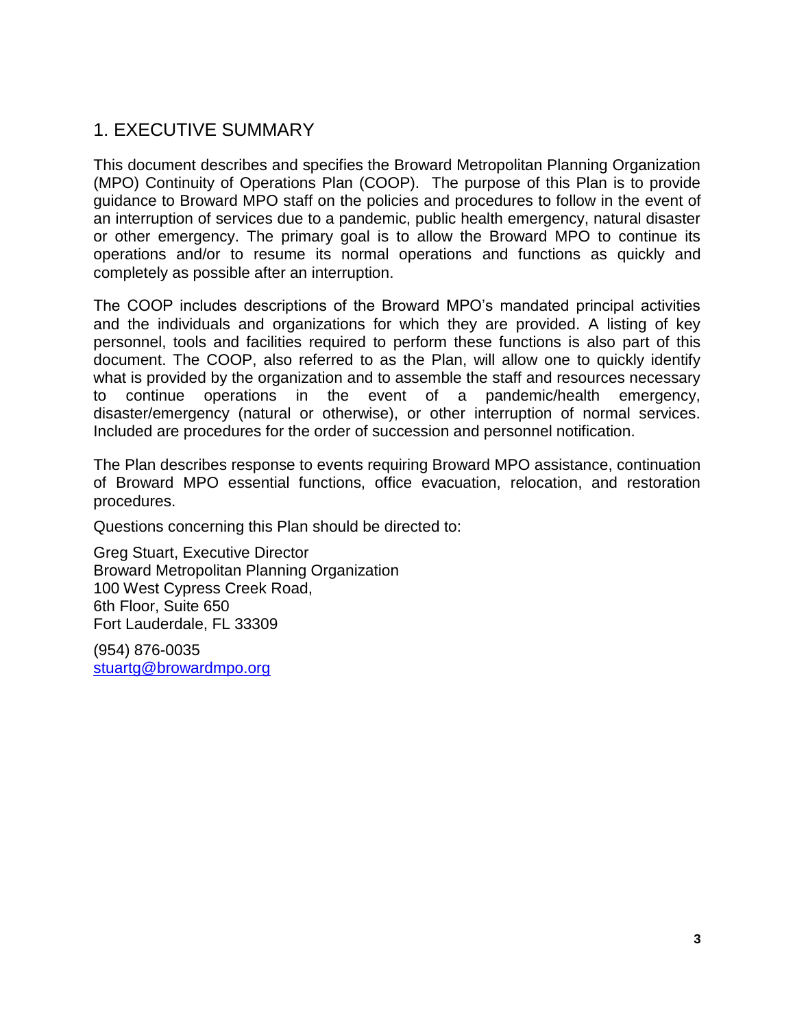# 1. EXECUTIVE SUMMARY

This document describes and specifies the Broward Metropolitan Planning Organization (MPO) Continuity of Operations Plan (COOP). The purpose of this Plan is to provide guidance to Broward MPO staff on the policies and procedures to follow in the event of an interruption of services due to a pandemic, public health emergency, natural disaster or other emergency. The primary goal is to allow the Broward MPO to continue its operations and/or to resume its normal operations and functions as quickly and completely as possible after an interruption.

The COOP includes descriptions of the Broward MPO's mandated principal activities and the individuals and organizations for which they are provided. A listing of key personnel, tools and facilities required to perform these functions is also part of this document. The COOP, also referred to as the Plan, will allow one to quickly identify what is provided by the organization and to assemble the staff and resources necessary to continue operations in the event of a pandemic/health emergency, disaster/emergency (natural or otherwise), or other interruption of normal services. Included are procedures for the order of succession and personnel notification.

The Plan describes response to events requiring Broward MPO assistance, continuation of Broward MPO essential functions, office evacuation, relocation, and restoration procedures.

Questions concerning this Plan should be directed to:

Greg Stuart, Executive Director
Broward Metropolitan Planning Organization
100 West Cypress Creek Road,
6th Floor, Suite 650
Fort Lauderdale, FL 33309

(954) 876-0035
stuartg@browardmpo.org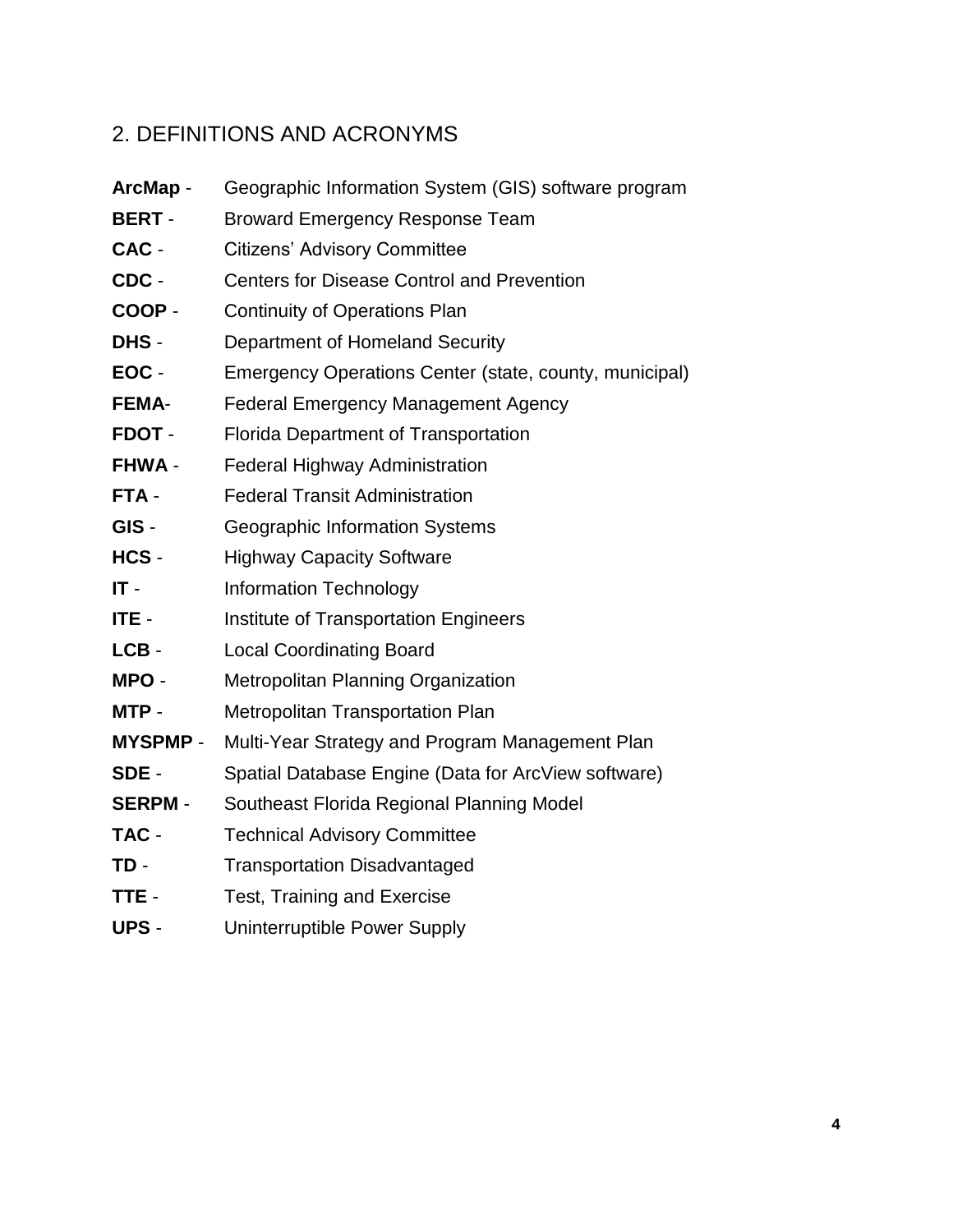## 2. DEFINITIONS AND ACRONYMS

**ArcMap** - Geographic Information System (GIS) software program

**BERT** - Broward Emergency Response Team

**CAC** - Citizens' Advisory Committee

**CDC** - Centers for Disease Control and Prevention

**COOP** - Continuity of Operations Plan

**DHS** - Department of Homeland Security

**EOC** - Emergency Operations Center (state, county, municipal)

**FEMA**- Federal Emergency Management Agency

**FDOT** - Florida Department of Transportation

**FHWA** - Federal Highway Administration

**FTA** - Federal Transit Administration

**GIS** - Geographic Information Systems

**HCS** - Highway Capacity Software

**IT** - Information Technology

**ITE** - Institute of Transportation Engineers

**LCB** - Local Coordinating Board

**MPO** - Metropolitan Planning Organization

**MTP** - Metropolitan Transportation Plan

**MYSPMP** - Multi-Year Strategy and Program Management Plan

**SDE** - Spatial Database Engine (Data for ArcView software)

**SERPM** - Southeast Florida Regional Planning Model

**TAC** - Technical Advisory Committee

**TD** - Transportation Disadvantaged

**TTE** - Test, Training and Exercise

**UPS** - Uninterruptible Power Supply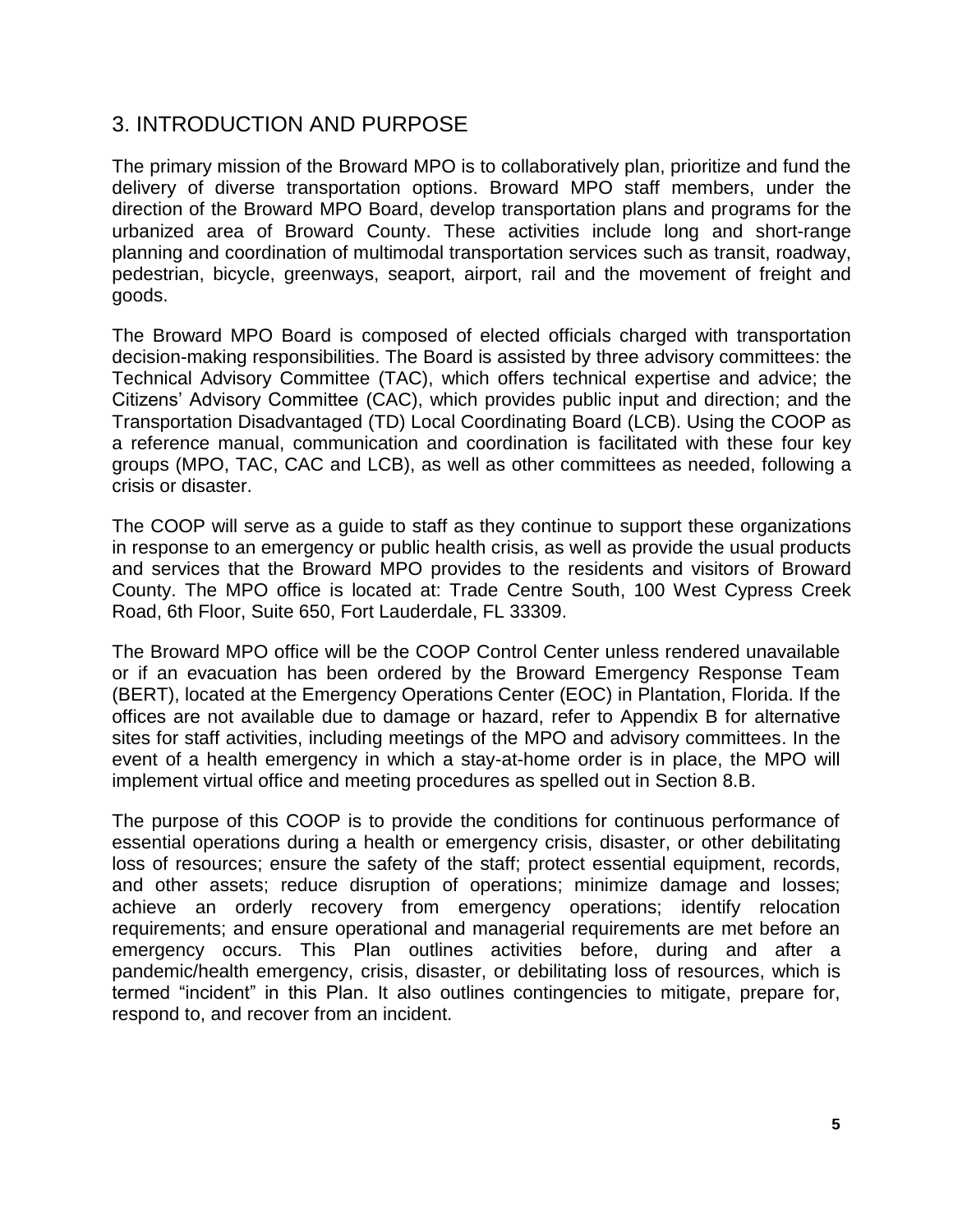## 3. INTRODUCTION AND PURPOSE

The primary mission of the Broward MPO is to collaboratively plan, prioritize and fund the delivery of diverse transportation options. Broward MPO staff members, under the direction of the Broward MPO Board, develop transportation plans and programs for the urbanized area of Broward County. These activities include long and short-range planning and coordination of multimodal transportation services such as transit, roadway, pedestrian, bicycle, greenways, seaport, airport, rail and the movement of freight and goods.

The Broward MPO Board is composed of elected officials charged with transportation decision-making responsibilities. The Board is assisted by three advisory committees: the Technical Advisory Committee (TAC), which offers technical expertise and advice; the Citizens' Advisory Committee (CAC), which provides public input and direction; and the Transportation Disadvantaged (TD) Local Coordinating Board (LCB). Using the COOP as a reference manual, communication and coordination is facilitated with these four key groups (MPO, TAC, CAC and LCB), as well as other committees as needed, following a crisis or disaster.

The COOP will serve as a guide to staff as they continue to support these organizations in response to an emergency or public health crisis, as well as provide the usual products and services that the Broward MPO provides to the residents and visitors of Broward County. The MPO office is located at: Trade Centre South, 100 West Cypress Creek Road, 6th Floor, Suite 650, Fort Lauderdale, FL 33309.

The Broward MPO office will be the COOP Control Center unless rendered unavailable or if an evacuation has been ordered by the Broward Emergency Response Team (BERT), located at the Emergency Operations Center (EOC) in Plantation, Florida. If the offices are not available due to damage or hazard, refer to Appendix B for alternative sites for staff activities, including meetings of the MPO and advisory committees. In the event of a health emergency in which a stay-at-home order is in place, the MPO will implement virtual office and meeting procedures as spelled out in Section 8.B.

The purpose of this COOP is to provide the conditions for continuous performance of essential operations during a health or emergency crisis, disaster, or other debilitating loss of resources; ensure the safety of the staff; protect essential equipment, records, and other assets; reduce disruption of operations; minimize damage and losses; achieve an orderly recovery from emergency operations; identify relocation requirements; and ensure operational and managerial requirements are met before an emergency occurs. This Plan outlines activities before, during and after a pandemic/health emergency, crisis, disaster, or debilitating loss of resources, which is termed "incident" in this Plan. It also outlines contingencies to mitigate, prepare for, respond to, and recover from an incident.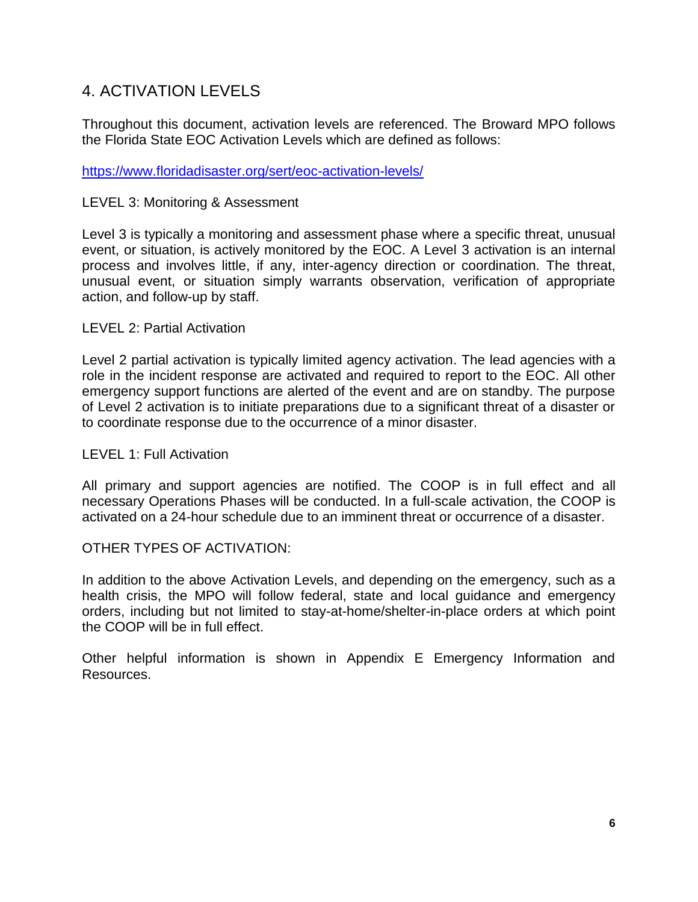## 4. ACTIVATION LEVELS

Throughout this document, activation levels are referenced. The Broward MPO follows the Florida State EOC Activation Levels which are defined as follows:

https://www.floridadisaster.org/sert/eoc-activation-levels/

LEVEL 3: Monitoring & Assessment

Level 3 is typically a monitoring and assessment phase where a specific threat, unusual event, or situation, is actively monitored by the EOC. A Level 3 activation is an internal process and involves little, if any, inter-agency direction or coordination. The threat, unusual event, or situation simply warrants observation, verification of appropriate action, and follow-up by staff.

LEVEL 2: Partial Activation

Level 2 partial activation is typically limited agency activation. The lead agencies with a role in the incident response are activated and required to report to the EOC. All other emergency support functions are alerted of the event and are on standby. The purpose of Level 2 activation is to initiate preparations due to a significant threat of a disaster or to coordinate response due to the occurrence of a minor disaster.

LEVEL 1: Full Activation

All primary and support agencies are notified. The COOP is in full effect and all necessary Operations Phases will be conducted. In a full-scale activation, the COOP is activated on a 24-hour schedule due to an imminent threat or occurrence of a disaster.

OTHER TYPES OF ACTIVATION:

In addition to the above Activation Levels, and depending on the emergency, such as a health crisis, the MPO will follow federal, state and local guidance and emergency orders, including but not limited to stay-at-home/shelter-in-place orders at which point the COOP will be in full effect.

Other helpful information is shown in Appendix E Emergency Information and Resources.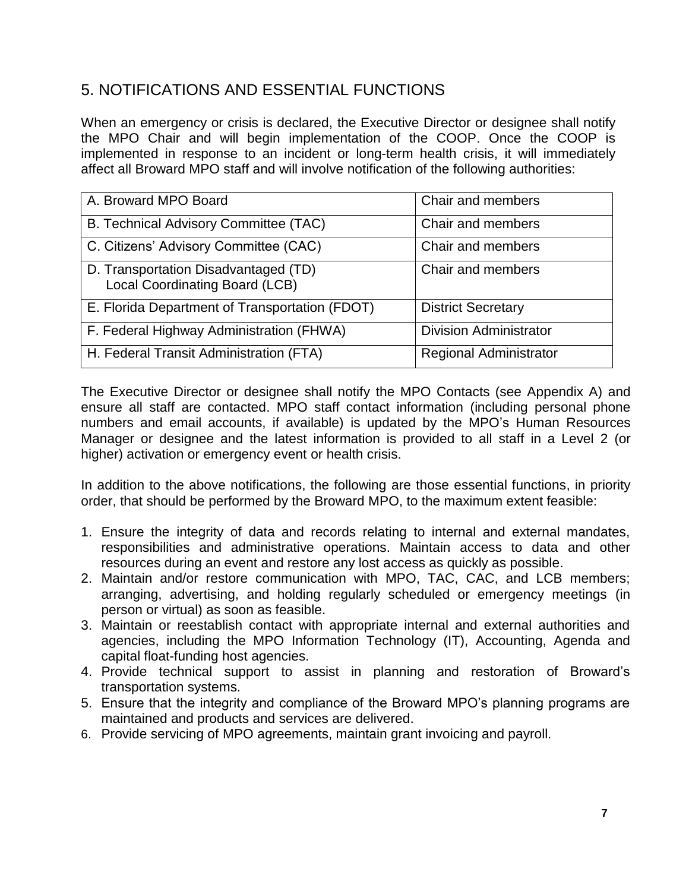## 5. NOTIFICATIONS AND ESSENTIAL FUNCTIONS

When an emergency or crisis is declared, the Executive Director or designee shall notify the MPO Chair and will begin implementation of the COOP. Once the COOP is implemented in response to an incident or long-term health crisis, it will immediately affect all Broward MPO staff and will involve notification of the following authorities:

| | |
|---|---|
| A. Broward MPO Board | Chair and members |
| B. Technical Advisory Committee (TAC) | Chair and members |
| C. Citizens' Advisory Committee (CAC) | Chair and members |
| D. Transportation Disadvantaged (TD) Local Coordinating Board (LCB) | Chair and members |
| E. Florida Department of Transportation (FDOT) | District Secretary |
| F. Federal Highway Administration (FHWA) | Division Administrator |
| H. Federal Transit Administration (FTA) | Regional Administrator |

The Executive Director or designee shall notify the MPO Contacts (see Appendix A) and ensure all staff are contacted. MPO staff contact information (including personal phone numbers and email accounts, if available) is updated by the MPO's Human Resources Manager or designee and the latest information is provided to all staff in a Level 2 (or higher) activation or emergency event or health crisis.

In addition to the above notifications, the following are those essential functions, in priority order, that should be performed by the Broward MPO, to the maximum extent feasible:

1. Ensure the integrity of data and records relating to internal and external mandates, responsibilities and administrative operations. Maintain access to data and other resources during an event and restore any lost access as quickly as possible.
2. Maintain and/or restore communication with MPO, TAC, CAC, and LCB members; arranging, advertising, and holding regularly scheduled or emergency meetings (in person or virtual) as soon as feasible.
3. Maintain or reestablish contact with appropriate internal and external authorities and agencies, including the MPO Information Technology (IT), Accounting, Agenda and capital float-funding host agencies.
4. Provide technical support to assist in planning and restoration of Broward's transportation systems.
5. Ensure that the integrity and compliance of the Broward MPO's planning programs are maintained and products and services are delivered.
6. Provide servicing of MPO agreements, maintain grant invoicing and payroll.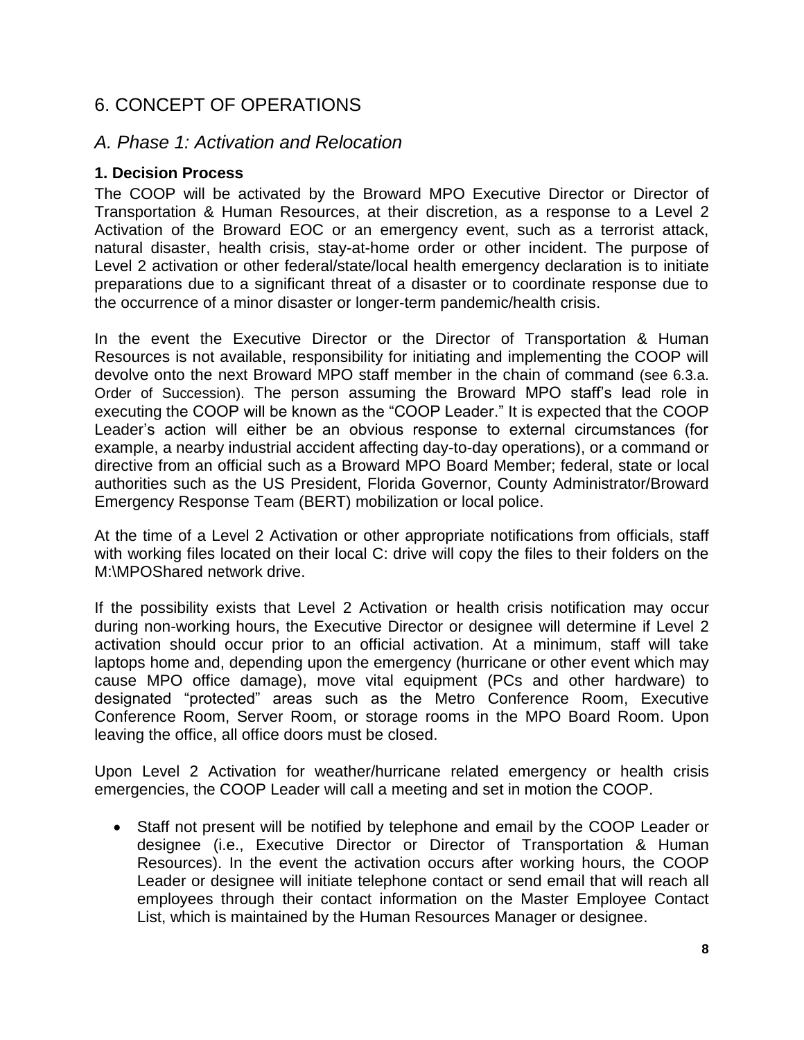# 6. CONCEPT OF OPERATIONS

## *A. Phase 1: Activation and Relocation*

### 1. Decision Process

The COOP will be activated by the Broward MPO Executive Director or Director of Transportation & Human Resources, at their discretion, as a response to a Level 2 Activation of the Broward EOC or an emergency event, such as a terrorist attack, natural disaster, health crisis, stay-at-home order or other incident. The purpose of Level 2 activation or other federal/state/local health emergency declaration is to initiate preparations due to a significant threat of a disaster or to coordinate response due to the occurrence of a minor disaster or longer-term pandemic/health crisis.

In the event the Executive Director or the Director of Transportation & Human Resources is not available, responsibility for initiating and implementing the COOP will devolve onto the next Broward MPO staff member in the chain of command (see 6.3.a. Order of Succession). The person assuming the Broward MPO staff's lead role in executing the COOP will be known as the "COOP Leader." It is expected that the COOP Leader's action will either be an obvious response to external circumstances (for example, a nearby industrial accident affecting day-to-day operations), or a command or directive from an official such as a Broward MPO Board Member; federal, state or local authorities such as the US President, Florida Governor, County Administrator/Broward Emergency Response Team (BERT) mobilization or local police.

At the time of a Level 2 Activation or other appropriate notifications from officials, staff with working files located on their local C: drive will copy the files to their folders on the M:\MPOShared network drive.

If the possibility exists that Level 2 Activation or health crisis notification may occur during non-working hours, the Executive Director or designee will determine if Level 2 activation should occur prior to an official activation. At a minimum, staff will take laptops home and, depending upon the emergency (hurricane or other event which may cause MPO office damage), move vital equipment (PCs and other hardware) to designated "protected" areas such as the Metro Conference Room, Executive Conference Room, Server Room, or storage rooms in the MPO Board Room. Upon leaving the office, all office doors must be closed.

Upon Level 2 Activation for weather/hurricane related emergency or health crisis emergencies, the COOP Leader will call a meeting and set in motion the COOP.

- Staff not present will be notified by telephone and email by the COOP Leader or designee (i.e., Executive Director or Director of Transportation & Human Resources). In the event the activation occurs after working hours, the COOP Leader or designee will initiate telephone contact or send email that will reach all employees through their contact information on the Master Employee Contact List, which is maintained by the Human Resources Manager or designee.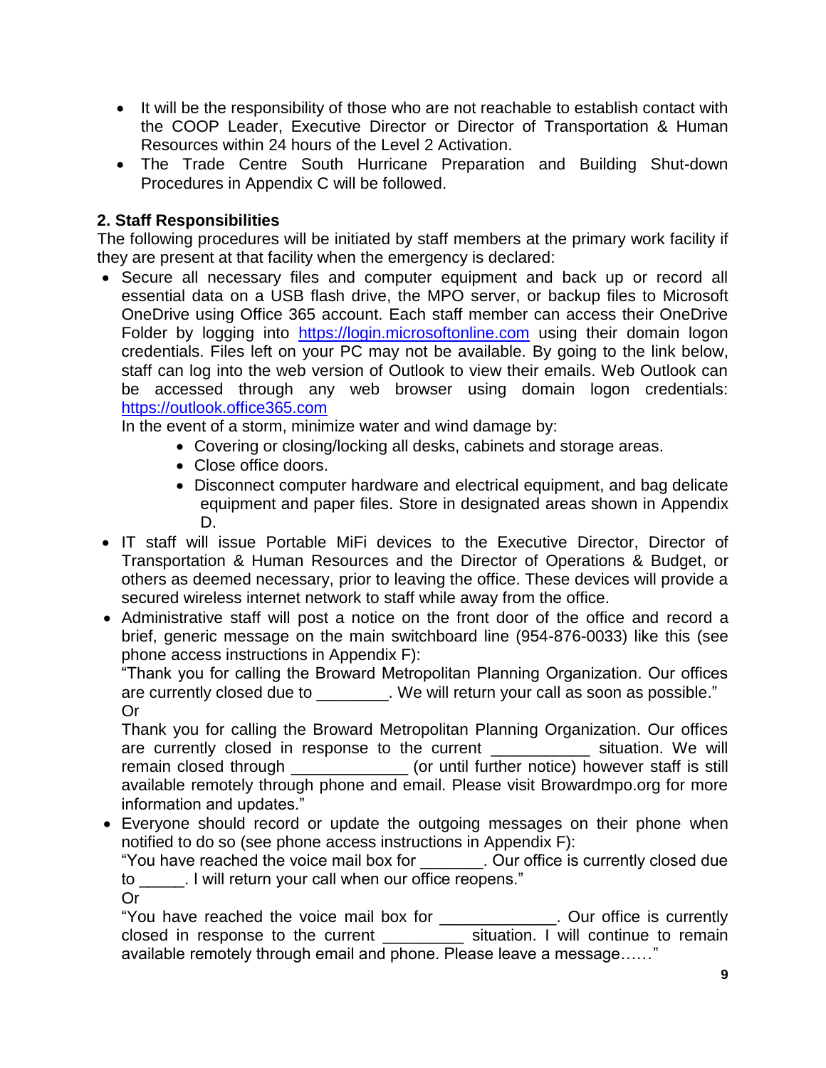- It will be the responsibility of those who are not reachable to establish contact with the COOP Leader, Executive Director or Director of Transportation & Human Resources within 24 hours of the Level 2 Activation.
- The Trade Centre South Hurricane Preparation and Building Shut-down Procedures in Appendix C will be followed.

**2. Staff Responsibilities**

The following procedures will be initiated by staff members at the primary work facility if they are present at that facility when the emergency is declared:

- Secure all necessary files and computer equipment and back up or record all essential data on a USB flash drive, the MPO server, or backup files to Microsoft OneDrive using Office 365 account. Each staff member can access their OneDrive Folder by logging into https://login.microsoftonline.com using their domain logon credentials. Files left on your PC may not be available. By going to the link below, staff can log into the web version of Outlook to view their emails. Web Outlook can be accessed through any web browser using domain logon credentials: https://outlook.office365.com

  In the event of a storm, minimize water and wind damage by:
    - Covering or closing/locking all desks, cabinets and storage areas.
    - Close office doors.
    - Disconnect computer hardware and electrical equipment, and bag delicate equipment and paper files. Store in designated areas shown in Appendix D.
- IT staff will issue Portable MiFi devices to the Executive Director, Director of Transportation & Human Resources and the Director of Operations & Budget, or others as deemed necessary, prior to leaving the office. These devices will provide a secured wireless internet network to staff while away from the office.
- Administrative staff will post a notice on the front door of the office and record a brief, generic message on the main switchboard line (954-876-0033) like this (see phone access instructions in Appendix F):

  "Thank you for calling the Broward Metropolitan Planning Organization. Our offices are currently closed due to ________. We will return your call as soon as possible."

  Or

  Thank you for calling the Broward Metropolitan Planning Organization. Our offices are currently closed in response to the current ___________ situation. We will remain closed through _____________ (or until further notice) however staff is still available remotely through phone and email. Please visit Browardmpo.org for more information and updates."
- Everyone should record or update the outgoing messages on their phone when notified to do so (see phone access instructions in Appendix F):

  "You have reached the voice mail box for _______. Our office is currently closed due to _____. I will return your call when our office reopens."

  Or

  "You have reached the voice mail box for _____________. Our office is currently closed in response to the current _________ situation. I will continue to remain available remotely through email and phone. Please leave a message……"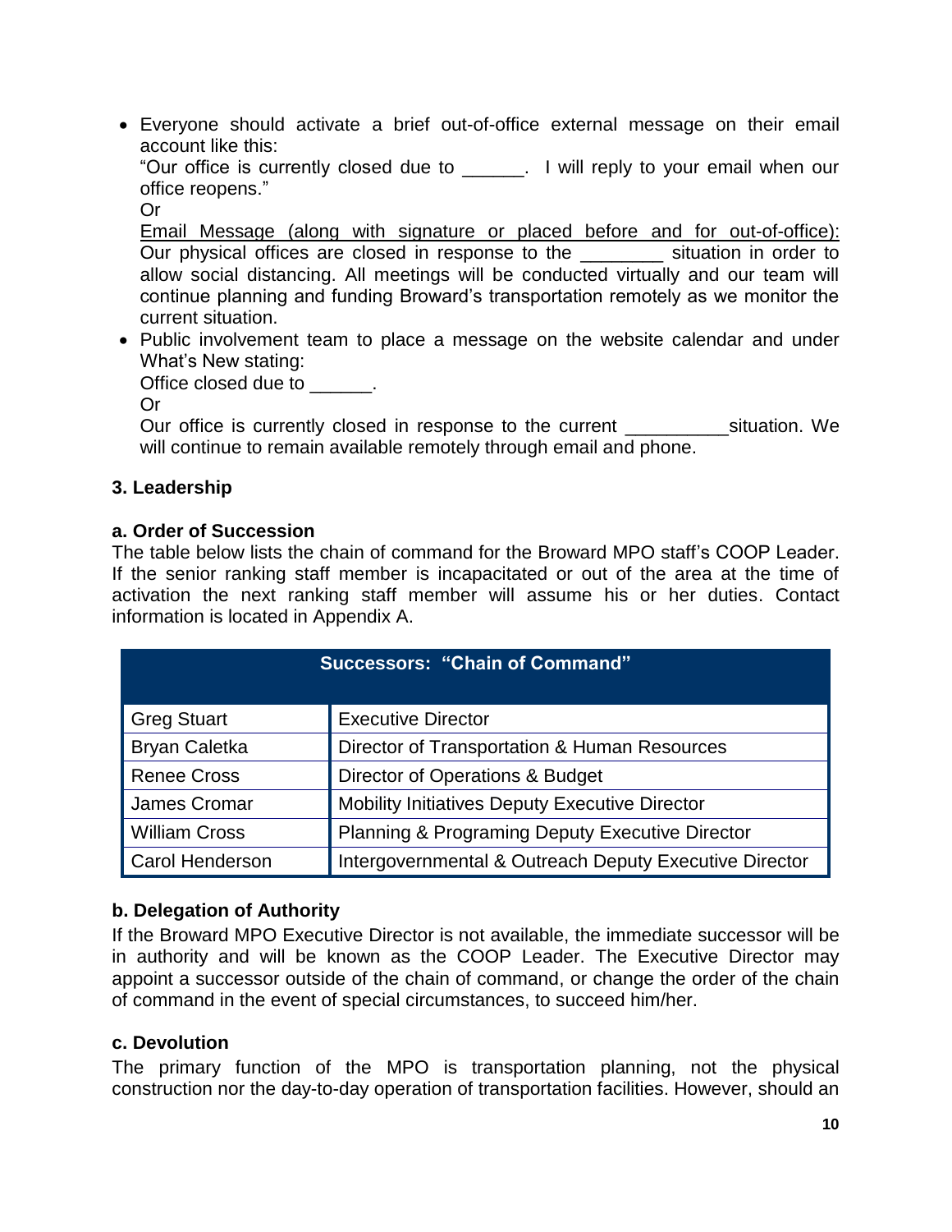- Everyone should activate a brief out-of-office external message on their email account like this:
  "Our office is currently closed due to ______. I will reply to your email when our office reopens."
  Or
  Email Message (along with signature or placed before and for out-of-office): Our physical offices are closed in response to the ________ situation in order to allow social distancing. All meetings will be conducted virtually and our team will continue planning and funding Broward's transportation remotely as we monitor the current situation.
- Public involvement team to place a message on the website calendar and under What's New stating:
  Office closed due to ______.
  Or
  Our office is currently closed in response to the current __________situation. We will continue to remain available remotely through email and phone.

### 3. Leadership

#### a. Order of Succession

The table below lists the chain of command for the Broward MPO staff's COOP Leader. If the senior ranking staff member is incapacitated or out of the area at the time of activation the next ranking staff member will assume his or her duties. Contact information is located in Appendix A.

| Successors: "Chain of Command" | |
|---|---|
| Greg Stuart | Executive Director |
| Bryan Caletka | Director of Transportation & Human Resources |
| Renee Cross | Director of Operations & Budget |
| James Cromar | Mobility Initiatives Deputy Executive Director |
| William Cross | Planning & Programing Deputy Executive Director |
| Carol Henderson | Intergovernmental & Outreach Deputy Executive Director |

#### b. Delegation of Authority

If the Broward MPO Executive Director is not available, the immediate successor will be in authority and will be known as the COOP Leader. The Executive Director may appoint a successor outside of the chain of command, or change the order of the chain of command in the event of special circumstances, to succeed him/her.

#### c. Devolution

The primary function of the MPO is transportation planning, not the physical construction nor the day-to-day operation of transportation facilities. However, should an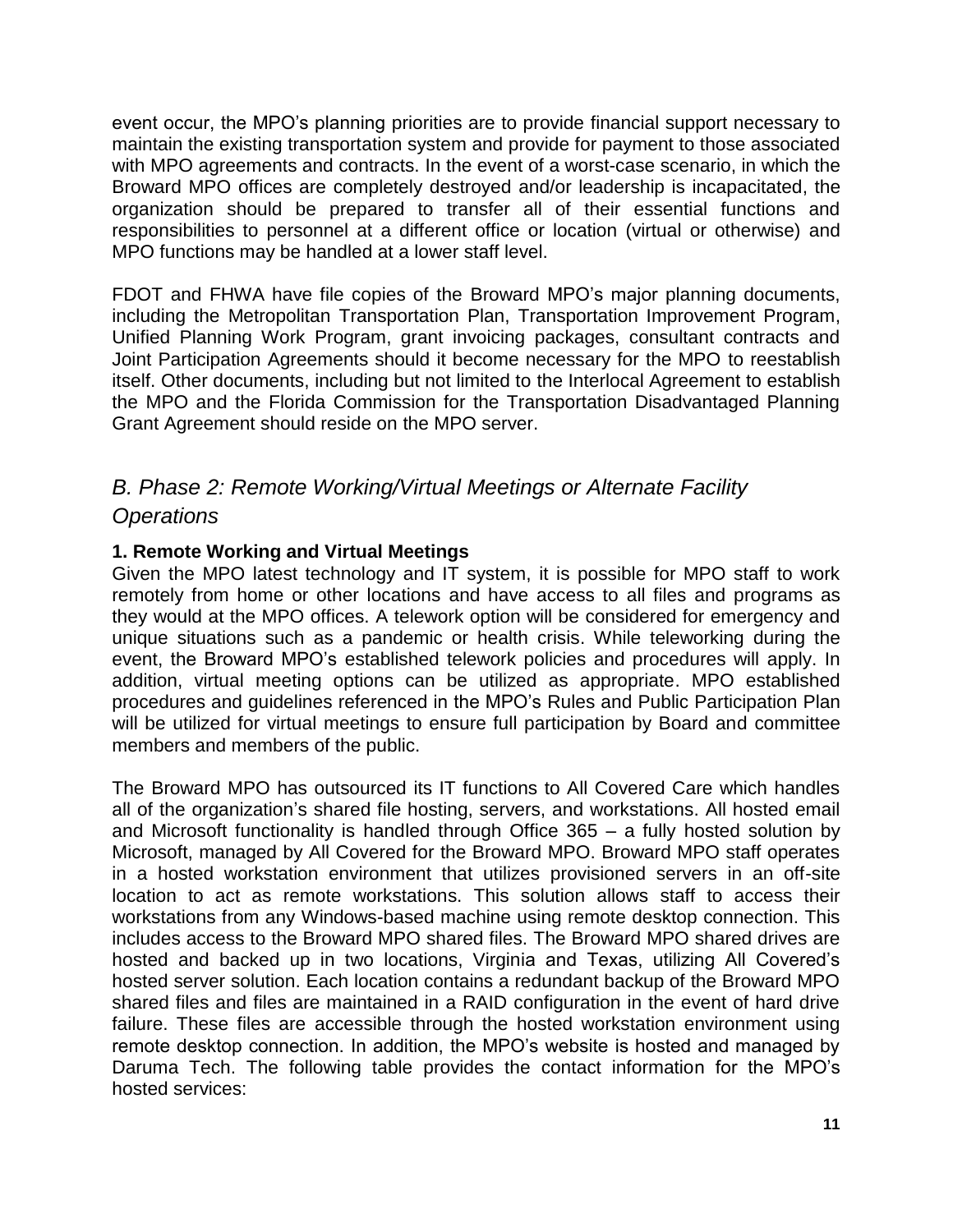event occur, the MPO's planning priorities are to provide financial support necessary to maintain the existing transportation system and provide for payment to those associated with MPO agreements and contracts. In the event of a worst-case scenario, in which the Broward MPO offices are completely destroyed and/or leadership is incapacitated, the organization should be prepared to transfer all of their essential functions and responsibilities to personnel at a different office or location (virtual or otherwise) and MPO functions may be handled at a lower staff level.

FDOT and FHWA have file copies of the Broward MPO's major planning documents, including the Metropolitan Transportation Plan, Transportation Improvement Program, Unified Planning Work Program, grant invoicing packages, consultant contracts and Joint Participation Agreements should it become necessary for the MPO to reestablish itself. Other documents, including but not limited to the Interlocal Agreement to establish the MPO and the Florida Commission for the Transportation Disadvantaged Planning Grant Agreement should reside on the MPO server.

## *B. Phase 2: Remote Working/Virtual Meetings or Alternate Facility Operations*

**1. Remote Working and Virtual Meetings**

Given the MPO latest technology and IT system, it is possible for MPO staff to work remotely from home or other locations and have access to all files and programs as they would at the MPO offices. A telework option will be considered for emergency and unique situations such as a pandemic or health crisis. While teleworking during the event, the Broward MPO's established telework policies and procedures will apply. In addition, virtual meeting options can be utilized as appropriate. MPO established procedures and guidelines referenced in the MPO's Rules and Public Participation Plan will be utilized for virtual meetings to ensure full participation by Board and committee members and members of the public.

The Broward MPO has outsourced its IT functions to All Covered Care which handles all of the organization's shared file hosting, servers, and workstations. All hosted email and Microsoft functionality is handled through Office 365 – a fully hosted solution by Microsoft, managed by All Covered for the Broward MPO. Broward MPO staff operates in a hosted workstation environment that utilizes provisioned servers in an off-site location to act as remote workstations. This solution allows staff to access their workstations from any Windows-based machine using remote desktop connection. This includes access to the Broward MPO shared files. The Broward MPO shared drives are hosted and backed up in two locations, Virginia and Texas, utilizing All Covered's hosted server solution. Each location contains a redundant backup of the Broward MPO shared files and files are maintained in a RAID configuration in the event of hard drive failure. These files are accessible through the hosted workstation environment using remote desktop connection. In addition, the MPO's website is hosted and managed by Daruma Tech. The following table provides the contact information for the MPO's hosted services: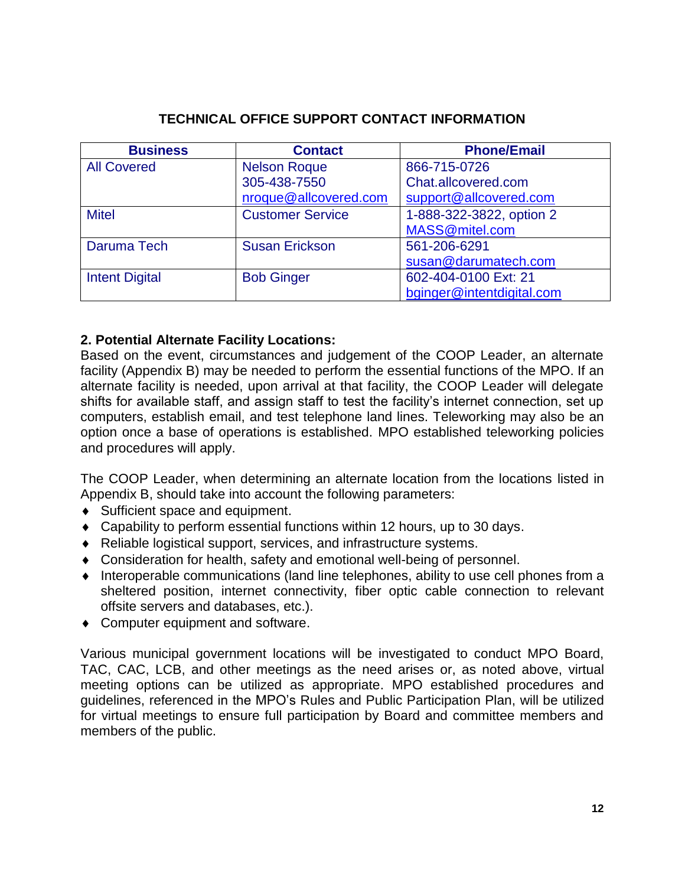### TECHNICAL OFFICE SUPPORT CONTACT INFORMATION

| Business | Contact | Phone/Email |
|---|---|---|
| All Covered | Nelson Roque<br>305-438-7550<br>nroque@allcovered.com | 866-715-0726<br>Chat.allcovered.com<br>support@allcovered.com |
| Mitel | Customer Service | 1-888-322-3822, option 2<br>MASS@mitel.com |
| Daruma Tech | Susan Erickson | 561-206-6291<br>susan@darumatech.com |
| Intent Digital | Bob Ginger | 602-404-0100 Ext: 21<br>bginger@intentdigital.com |

**2. Potential Alternate Facility Locations:**

Based on the event, circumstances and judgement of the COOP Leader, an alternate facility (Appendix B) may be needed to perform the essential functions of the MPO. If an alternate facility is needed, upon arrival at that facility, the COOP Leader will delegate shifts for available staff, and assign staff to test the facility's internet connection, set up computers, establish email, and test telephone land lines. Teleworking may also be an option once a base of operations is established. MPO established teleworking policies and procedures will apply.

The COOP Leader, when determining an alternate location from the locations listed in Appendix B, should take into account the following parameters:

- Sufficient space and equipment.
- Capability to perform essential functions within 12 hours, up to 30 days.
- Reliable logistical support, services, and infrastructure systems.
- Consideration for health, safety and emotional well-being of personnel.
- Interoperable communications (land line telephones, ability to use cell phones from a sheltered position, internet connectivity, fiber optic cable connection to relevant offsite servers and databases, etc.).
- Computer equipment and software.

Various municipal government locations will be investigated to conduct MPO Board, TAC, CAC, LCB, and other meetings as the need arises or, as noted above, virtual meeting options can be utilized as appropriate. MPO established procedures and guidelines, referenced in the MPO's Rules and Public Participation Plan, will be utilized for virtual meetings to ensure full participation by Board and committee members and members of the public.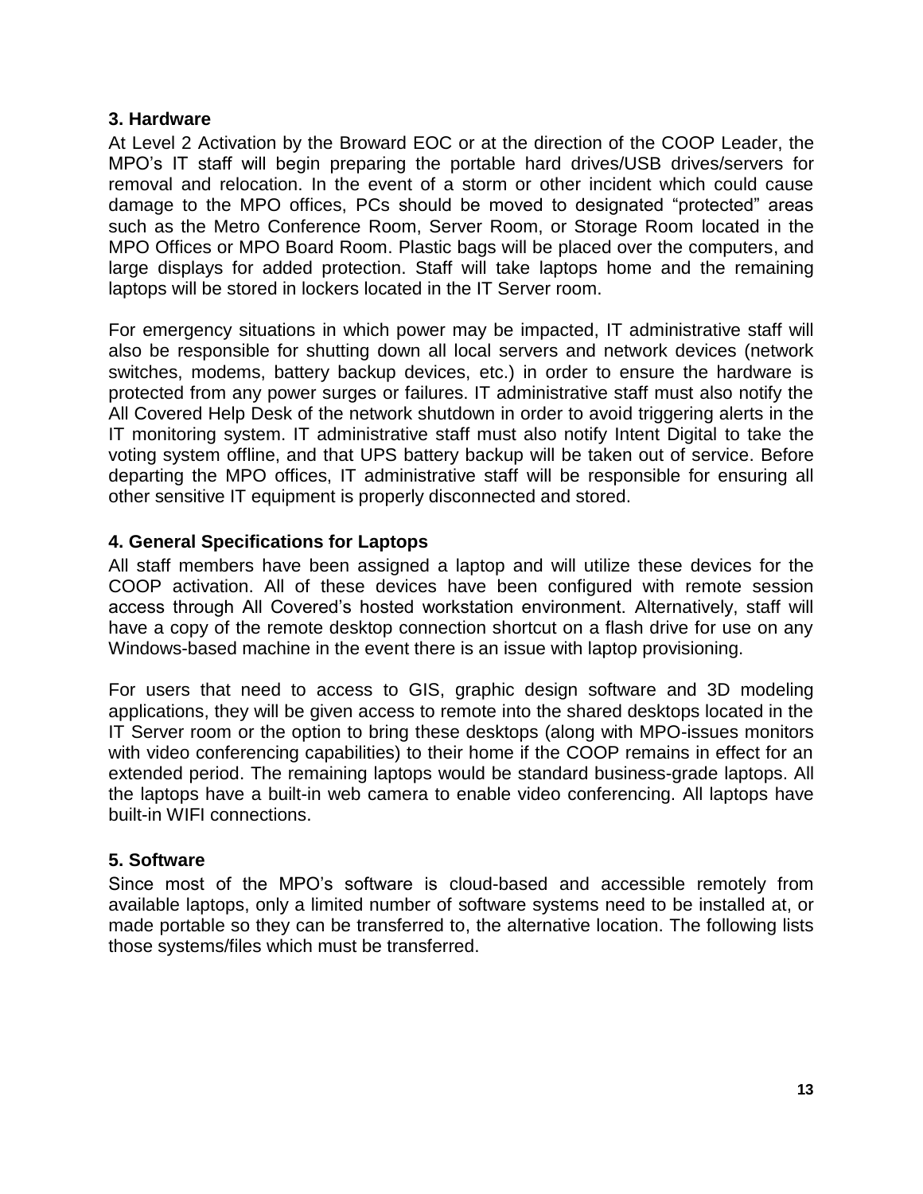### 3. Hardware

At Level 2 Activation by the Broward EOC or at the direction of the COOP Leader, the MPO's IT staff will begin preparing the portable hard drives/USB drives/servers for removal and relocation. In the event of a storm or other incident which could cause damage to the MPO offices, PCs should be moved to designated "protected" areas such as the Metro Conference Room, Server Room, or Storage Room located in the MPO Offices or MPO Board Room. Plastic bags will be placed over the computers, and large displays for added protection. Staff will take laptops home and the remaining laptops will be stored in lockers located in the IT Server room.

For emergency situations in which power may be impacted, IT administrative staff will also be responsible for shutting down all local servers and network devices (network switches, modems, battery backup devices, etc.) in order to ensure the hardware is protected from any power surges or failures. IT administrative staff must also notify the All Covered Help Desk of the network shutdown in order to avoid triggering alerts in the IT monitoring system. IT administrative staff must also notify Intent Digital to take the voting system offline, and that UPS battery backup will be taken out of service. Before departing the MPO offices, IT administrative staff will be responsible for ensuring all other sensitive IT equipment is properly disconnected and stored.

### 4. General Specifications for Laptops

All staff members have been assigned a laptop and will utilize these devices for the COOP activation. All of these devices have been configured with remote session access through All Covered's hosted workstation environment. Alternatively, staff will have a copy of the remote desktop connection shortcut on a flash drive for use on any Windows-based machine in the event there is an issue with laptop provisioning.

For users that need to access to GIS, graphic design software and 3D modeling applications, they will be given access to remote into the shared desktops located in the IT Server room or the option to bring these desktops (along with MPO-issues monitors with video conferencing capabilities) to their home if the COOP remains in effect for an extended period. The remaining laptops would be standard business-grade laptops. All the laptops have a built-in web camera to enable video conferencing. All laptops have built-in WIFI connections.

### 5. Software

Since most of the MPO's software is cloud-based and accessible remotely from available laptops, only a limited number of software systems need to be installed at, or made portable so they can be transferred to, the alternative location. The following lists those systems/files which must be transferred.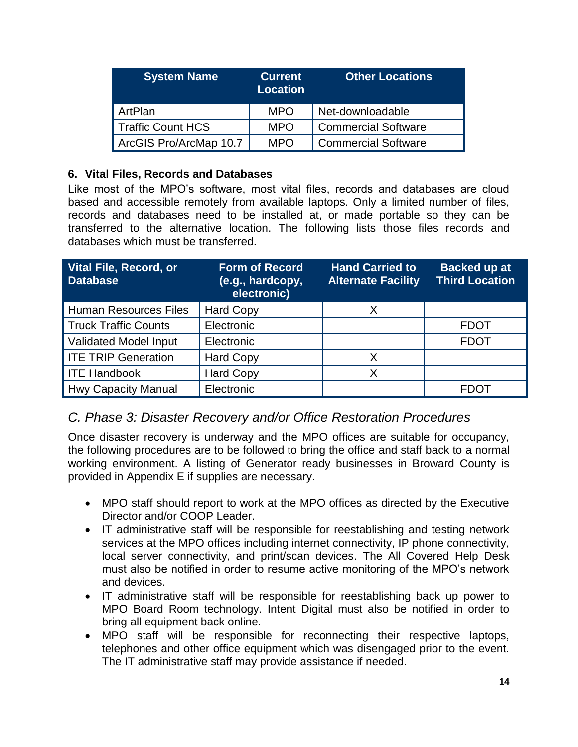| System Name | Current Location | Other Locations |
| --- | --- | --- |
| ArtPlan | MPO | Net-downloadable |
| Traffic Count HCS | MPO | Commercial Software |
| ArcGIS Pro/ArcMap 10.7 | MPO | Commercial Software |

**6. Vital Files, Records and Databases**

Like most of the MPO's software, most vital files, records and databases are cloud based and accessible remotely from available laptops. Only a limited number of files, records and databases need to be installed at, or made portable so they can be transferred to the alternative location. The following lists those files records and databases which must be transferred.

| Vital File, Record, or Database | Form of Record (e.g., hardcopy, electronic) | Hand Carried to Alternate Facility | Backed up at Third Location |
| --- | --- | --- | --- |
| Human Resources Files | Hard Copy | X | |
| Truck Traffic Counts | Electronic | | FDOT |
| Validated Model Input | Electronic | | FDOT |
| ITE TRIP Generation | Hard Copy | X | |
| ITE Handbook | Hard Copy | X | |
| Hwy Capacity Manual | Electronic | | FDOT |

## *C. Phase 3: Disaster Recovery and/or Office Restoration Procedures*

Once disaster recovery is underway and the MPO offices are suitable for occupancy, the following procedures are to be followed to bring the office and staff back to a normal working environment. A listing of Generator ready businesses in Broward County is provided in Appendix E if supplies are necessary.

- MPO staff should report to work at the MPO offices as directed by the Executive Director and/or COOP Leader.
- IT administrative staff will be responsible for reestablishing and testing network services at the MPO offices including internet connectivity, IP phone connectivity, local server connectivity, and print/scan devices. The All Covered Help Desk must also be notified in order to resume active monitoring of the MPO's network and devices.
- IT administrative staff will be responsible for reestablishing back up power to MPO Board Room technology. Intent Digital must also be notified in order to bring all equipment back online.
- MPO staff will be responsible for reconnecting their respective laptops, telephones and other office equipment which was disengaged prior to the event. The IT administrative staff may provide assistance if needed.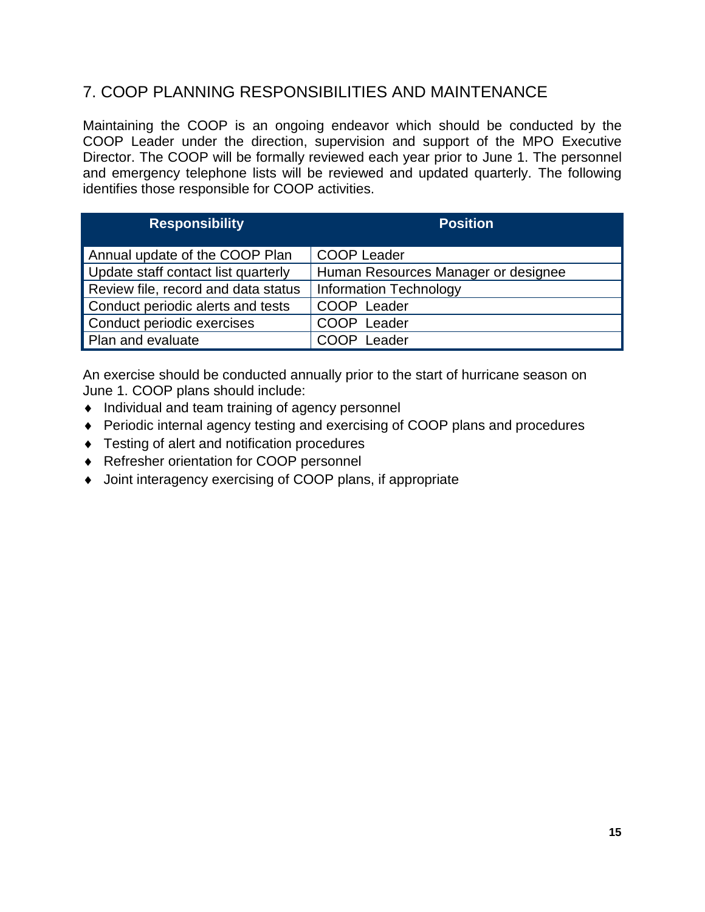## 7. COOP PLANNING RESPONSIBILITIES AND MAINTENANCE

Maintaining the COOP is an ongoing endeavor which should be conducted by the COOP Leader under the direction, supervision and support of the MPO Executive Director. The COOP will be formally reviewed each year prior to June 1. The personnel and emergency telephone lists will be reviewed and updated quarterly. The following identifies those responsible for COOP activities.

| Responsibility | Position |
|---|---|
| Annual update of the COOP Plan | COOP Leader |
| Update staff contact list quarterly | Human Resources Manager or designee |
| Review file, record and data status | Information Technology |
| Conduct periodic alerts and tests | COOP Leader |
| Conduct periodic exercises | COOP Leader |
| Plan and evaluate | COOP Leader |

An exercise should be conducted annually prior to the start of hurricane season on June 1. COOP plans should include:

- Individual and team training of agency personnel
- Periodic internal agency testing and exercising of COOP plans and procedures
- Testing of alert and notification procedures
- Refresher orientation for COOP personnel
- Joint interagency exercising of COOP plans, if appropriate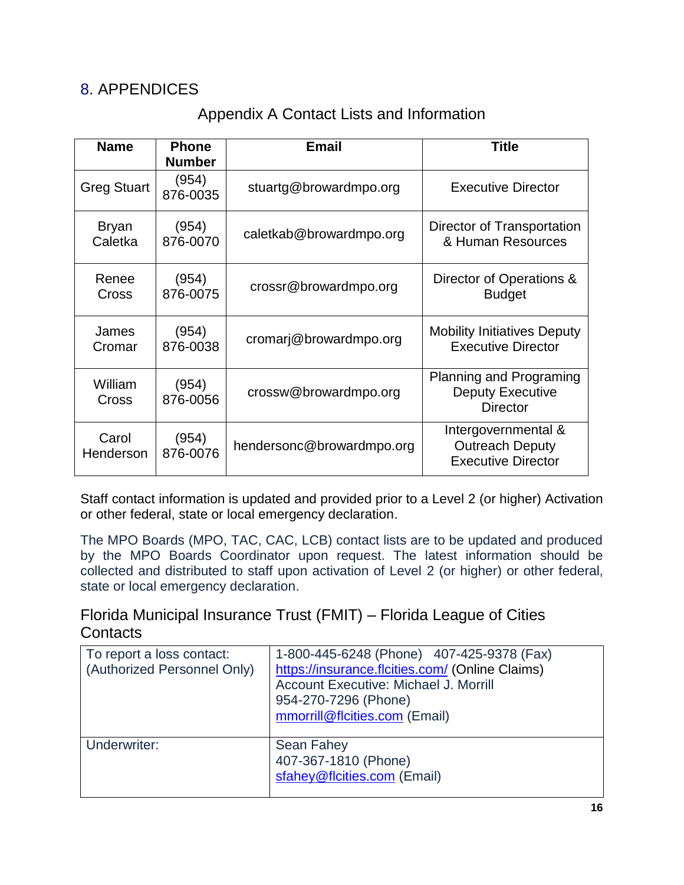# 8. APPENDICES

## Appendix A Contact Lists and Information

| Name | Phone Number | Email | Title |
|---|---|---|---|
| Greg Stuart | (954) 876-0035 | stuartg@browardmpo.org | Executive Director |
| Bryan Caletka | (954) 876-0070 | caletkab@browardmpo.org | Director of Transportation & Human Resources |
| Renee Cross | (954) 876-0075 | crossr@browardmpo.org | Director of Operations & Budget |
| James Cromar | (954) 876-0038 | cromarj@browardmpo.org | Mobility Initiatives Deputy Executive Director |
| William Cross | (954) 876-0056 | crossw@browardmpo.org | Planning and Programing Deputy Executive Director |
| Carol Henderson | (954) 876-0076 | hendersonc@browardmpo.org | Intergovernmental & Outreach Deputy Executive Director |

Staff contact information is updated and provided prior to a Level 2 (or higher) Activation or other federal, state or local emergency declaration.

The MPO Boards (MPO, TAC, CAC, LCB) contact lists are to be updated and produced by the MPO Boards Coordinator upon request. The latest information should be collected and distributed to staff upon activation of Level 2 (or higher) or other federal, state or local emergency declaration.

### Florida Municipal Insurance Trust (FMIT) – Florida League of Cities Contacts

| | |
|---|---|
| To report a loss contact:<br>(Authorized Personnel Only) | 1-800-445-6248 (Phone) 407-425-9378 (Fax)<br>https://insurance.flcities.com/ (Online Claims)<br>Account Executive: Michael J. Morrill<br>954-270-7296 (Phone)<br>mmorrill@flcities.com (Email) |
| Underwriter: | Sean Fahey<br>407-367-1810 (Phone)<br>sfahey@flcities.com (Email) |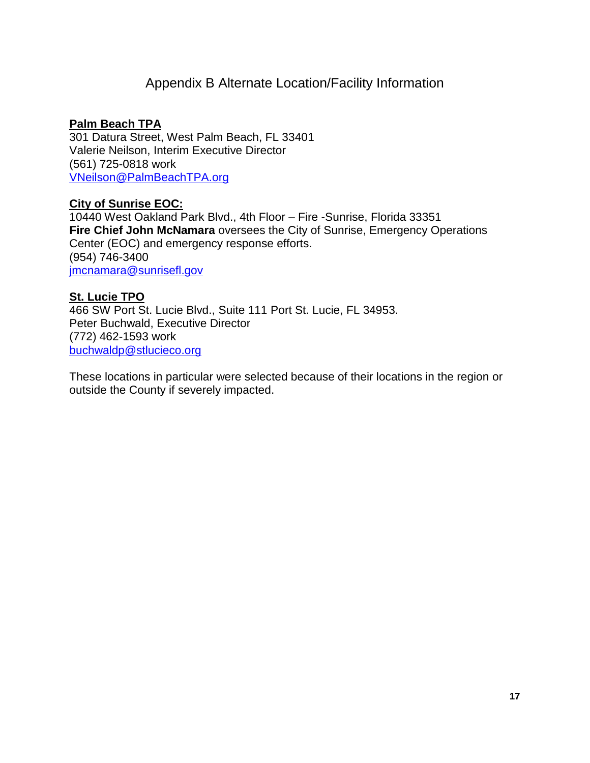# Appendix B Alternate Location/Facility Information

**Palm Beach TPA**
301 Datura Street, West Palm Beach, FL 33401
Valerie Neilson, Interim Executive Director
(561) 725-0818 work
VNeilson@PalmBeachTPA.org

**City of Sunrise EOC:**
10440 West Oakland Park Blvd., 4th Floor – Fire -Sunrise, Florida 33351
**Fire Chief John McNamara** oversees the City of Sunrise, Emergency Operations Center (EOC) and emergency response efforts.
(954) 746-3400
jmcnamara@sunrisefl.gov

**St. Lucie TPO**
466 SW Port St. Lucie Blvd., Suite 111 Port St. Lucie, FL 34953.
Peter Buchwald, Executive Director
(772) 462-1593 work
buchwaldp@stlucieco.org

These locations in particular were selected because of their locations in the region or outside the County if severely impacted.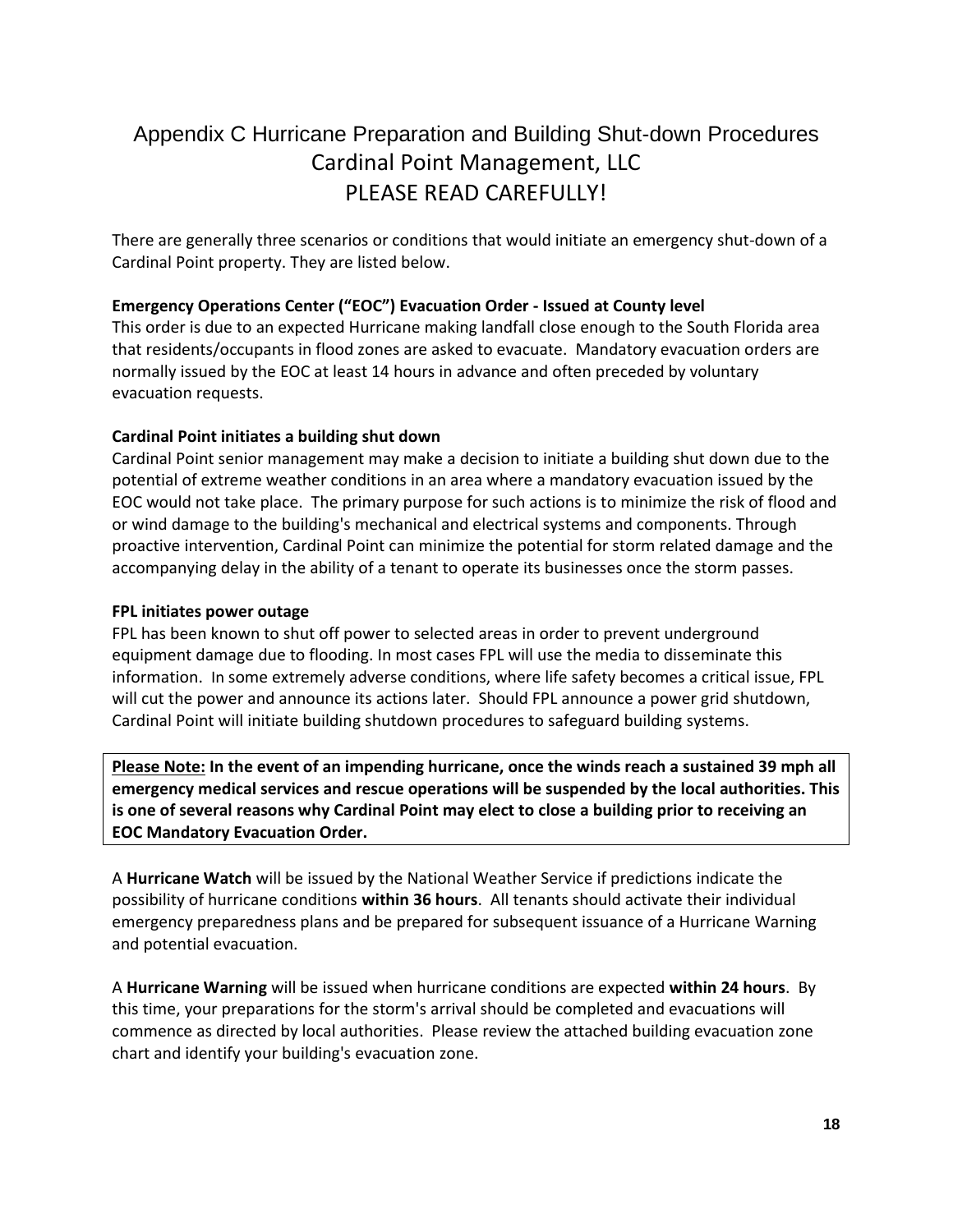# Appendix C Hurricane Preparation and Building Shut-down Procedures
# Cardinal Point Management, LLC
# PLEASE READ CAREFULLY!

There are generally three scenarios or conditions that would initiate an emergency shut-down of a Cardinal Point property. They are listed below.

**Emergency Operations Center ("EOC") Evacuation Order - Issued at County level**
This order is due to an expected Hurricane making landfall close enough to the South Florida area that residents/occupants in flood zones are asked to evacuate. Mandatory evacuation orders are normally issued by the EOC at least 14 hours in advance and often preceded by voluntary evacuation requests.

**Cardinal Point initiates a building shut down**
Cardinal Point senior management may make a decision to initiate a building shut down due to the potential of extreme weather conditions in an area where a mandatory evacuation issued by the EOC would not take place. The primary purpose for such actions is to minimize the risk of flood and or wind damage to the building's mechanical and electrical systems and components. Through proactive intervention, Cardinal Point can minimize the potential for storm related damage and the accompanying delay in the ability of a tenant to operate its businesses once the storm passes.

**FPL initiates power outage**
FPL has been known to shut off power to selected areas in order to prevent underground equipment damage due to flooding. In most cases FPL will use the media to disseminate this information. In some extremely adverse conditions, where life safety becomes a critical issue, FPL will cut the power and announce its actions later. Should FPL announce a power grid shutdown, Cardinal Point will initiate building shutdown procedures to safeguard building systems.

**Please Note: In the event of an impending hurricane, once the winds reach a sustained 39 mph all emergency medical services and rescue operations will be suspended by the local authorities. This is one of several reasons why Cardinal Point may elect to close a building prior to receiving an EOC Mandatory Evacuation Order.**

A **Hurricane Watch** will be issued by the National Weather Service if predictions indicate the possibility of hurricane conditions **within 36 hours**. All tenants should activate their individual emergency preparedness plans and be prepared for subsequent issuance of a Hurricane Warning and potential evacuation.

A **Hurricane Warning** will be issued when hurricane conditions are expected **within 24 hours**. By this time, your preparations for the storm's arrival should be completed and evacuations will commence as directed by local authorities. Please review the attached building evacuation zone chart and identify your building's evacuation zone.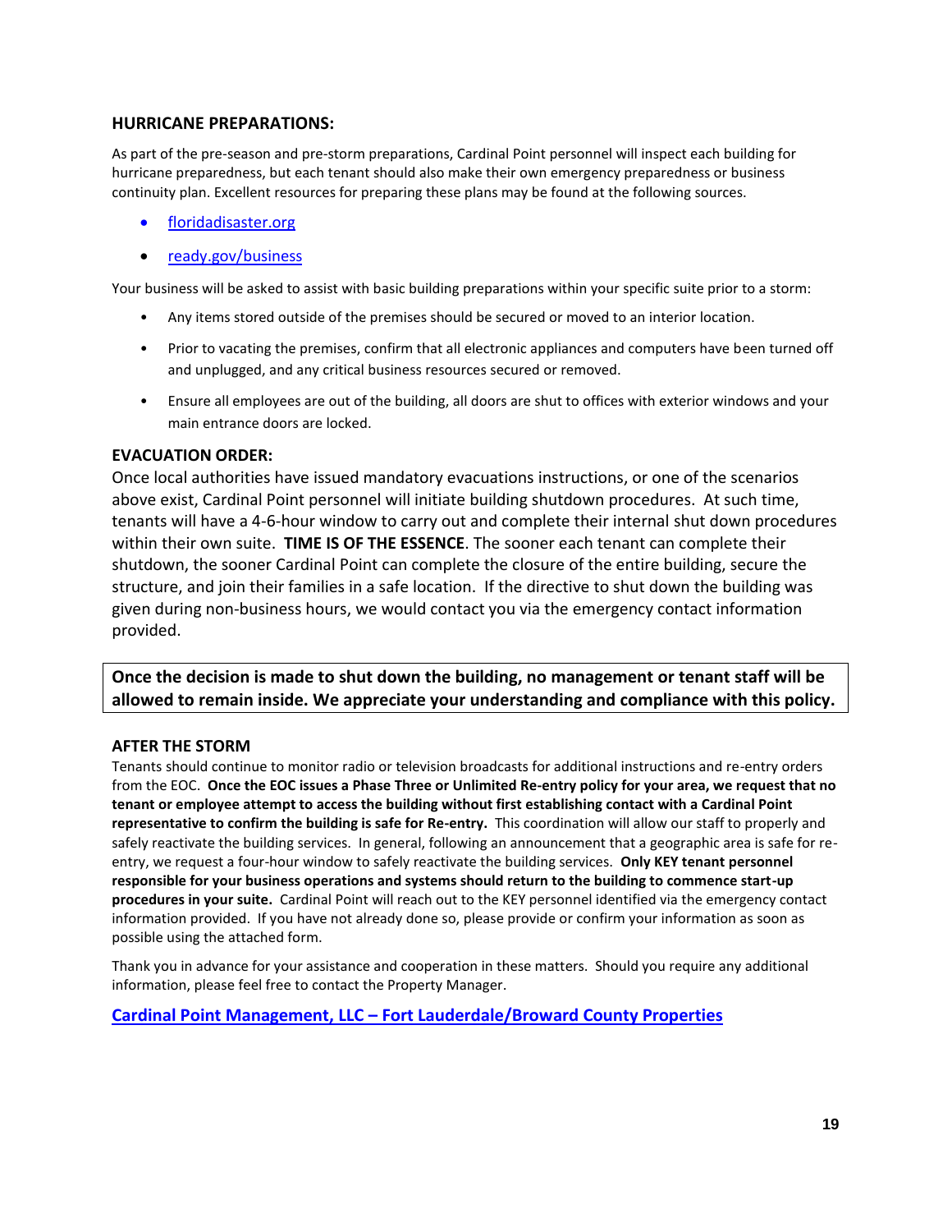## HURRICANE PREPARATIONS:

As part of the pre-season and pre-storm preparations, Cardinal Point personnel will inspect each building for hurricane preparedness, but each tenant should also make their own emergency preparedness or business continuity plan. Excellent resources for preparing these plans may be found at the following sources.

- floridadisaster.org
- ready.gov/business

Your business will be asked to assist with basic building preparations within your specific suite prior to a storm:

- Any items stored outside of the premises should be secured or moved to an interior location.
- Prior to vacating the premises, confirm that all electronic appliances and computers have been turned off and unplugged, and any critical business resources secured or removed.
- Ensure all employees are out of the building, all doors are shut to offices with exterior windows and your main entrance doors are locked.

## EVACUATION ORDER:

Once local authorities have issued mandatory evacuations instructions, or one of the scenarios above exist, Cardinal Point personnel will initiate building shutdown procedures. At such time, tenants will have a 4-6-hour window to carry out and complete their internal shut down procedures within their own suite. **TIME IS OF THE ESSENCE**. The sooner each tenant can complete their shutdown, the sooner Cardinal Point can complete the closure of the entire building, secure the structure, and join their families in a safe location. If the directive to shut down the building was given during non-business hours, we would contact you via the emergency contact information provided.

**Once the decision is made to shut down the building, no management or tenant staff will be allowed to remain inside. We appreciate your understanding and compliance with this policy.**

## AFTER THE STORM

Tenants should continue to monitor radio or television broadcasts for additional instructions and re-entry orders from the EOC. **Once the EOC issues a Phase Three or Unlimited Re-entry policy for your area, we request that no tenant or employee attempt to access the building without first establishing contact with a Cardinal Point representative to confirm the building is safe for Re-entry.** This coordination will allow our staff to properly and safely reactivate the building services. In general, following an announcement that a geographic area is safe for re-entry, we request a four-hour window to safely reactivate the building services. **Only KEY tenant personnel responsible for your business operations and systems should return to the building to commence start-up procedures in your suite.** Cardinal Point will reach out to the KEY personnel identified via the emergency contact information provided. If you have not already done so, please provide or confirm your information as soon as possible using the attached form.

Thank you in advance for your assistance and cooperation in these matters. Should you require any additional information, please feel free to contact the Property Manager.

**Cardinal Point Management, LLC – Fort Lauderdale/Broward County Properties**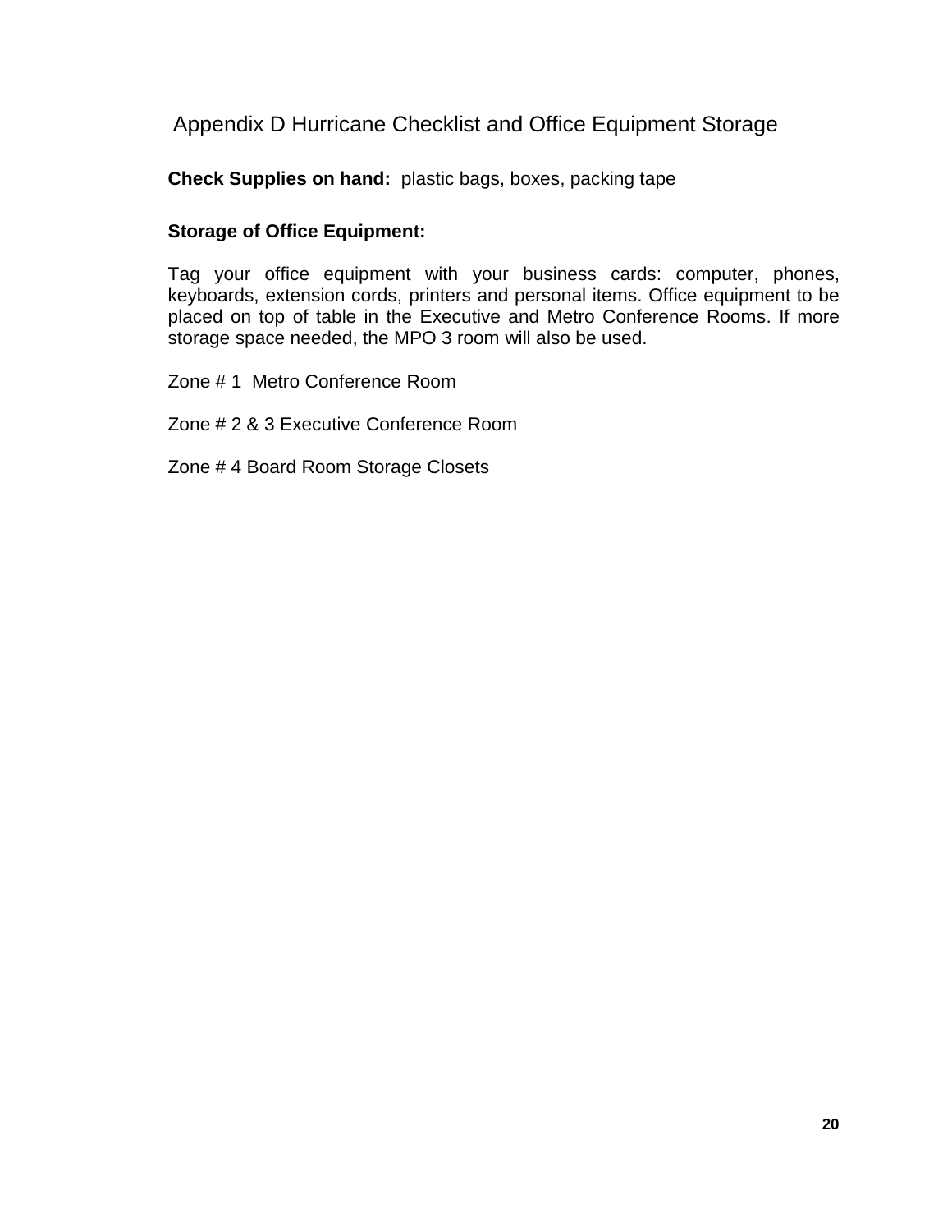# Appendix D Hurricane Checklist and Office Equipment Storage

**Check Supplies on hand:** plastic bags, boxes, packing tape

**Storage of Office Equipment:**

Tag your office equipment with your business cards: computer, phones, keyboards, extension cords, printers and personal items. Office equipment to be placed on top of table in the Executive and Metro Conference Rooms. If more storage space needed, the MPO 3 room will also be used.

Zone # 1 Metro Conference Room

Zone # 2 & 3 Executive Conference Room

Zone # 4 Board Room Storage Closets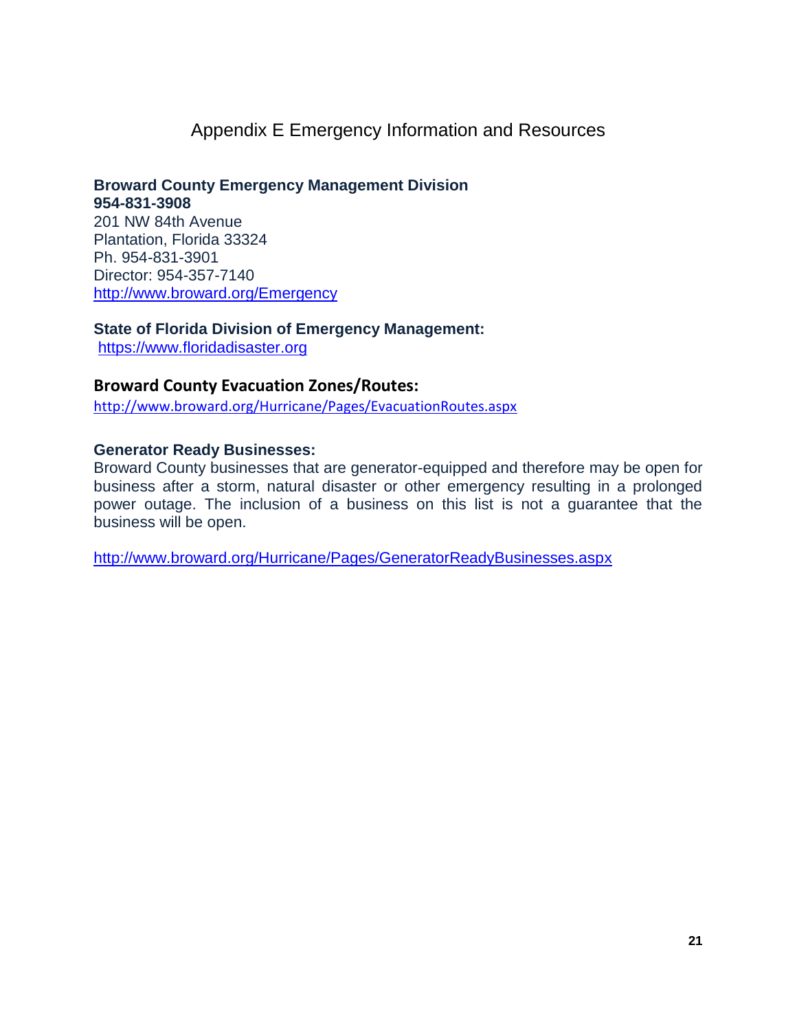# Appendix E Emergency Information and Resources

**Broward County Emergency Management Division**
**954-831-3908**
201 NW 84th Avenue
Plantation, Florida 33324
Ph. 954-831-3901
Director: 954-357-7140
http://www.broward.org/Emergency

**State of Florida Division of Emergency Management:**
https://www.floridadisaster.org

**Broward County Evacuation Zones/Routes:**
http://www.broward.org/Hurricane/Pages/EvacuationRoutes.aspx

**Generator Ready Businesses:**
Broward County businesses that are generator-equipped and therefore may be open for business after a storm, natural disaster or other emergency resulting in a prolonged power outage. The inclusion of a business on this list is not a guarantee that the business will be open.

http://www.broward.org/Hurricane/Pages/GeneratorReadyBusinesses.aspx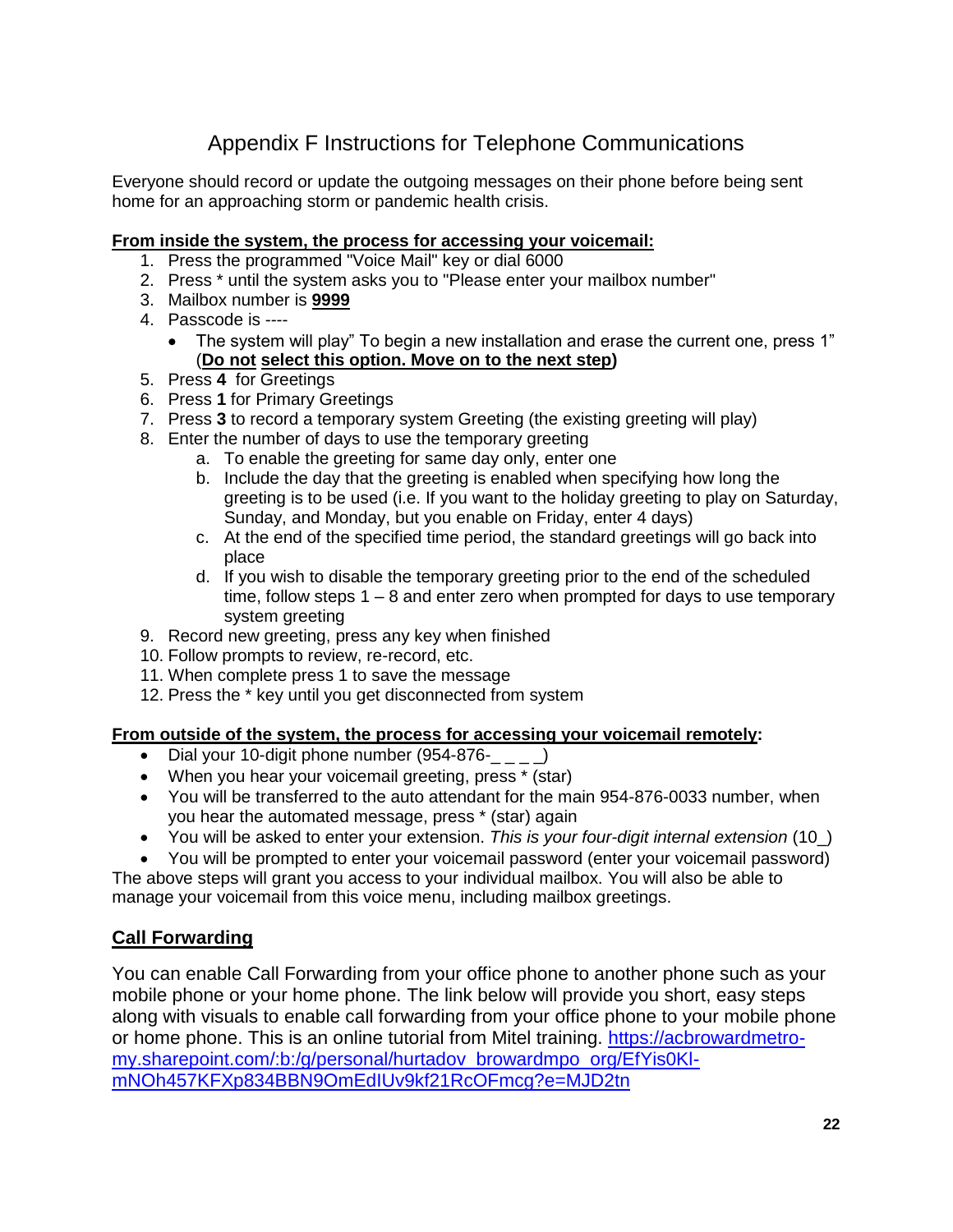# Appendix F Instructions for Telephone Communications

Everyone should record or update the outgoing messages on their phone before being sent home for an approaching storm or pandemic health crisis.

**From inside the system, the process for accessing your voicemail:**

1. Press the programmed "Voice Mail" key or dial 6000
2. Press * until the system asks you to "Please enter your mailbox number"
3. Mailbox number is **9999**
4. Passcode is ----
   - The system will play" To begin a new installation and erase the current one, press 1" (**Do not select this option. Move on to the next step)**
5. Press **4** for Greetings
6. Press **1** for Primary Greetings
7. Press **3** to record a temporary system Greeting (the existing greeting will play)
8. Enter the number of days to use the temporary greeting
   a. To enable the greeting for same day only, enter one
   b. Include the day that the greeting is enabled when specifying how long the greeting is to be used (i.e. If you want to the holiday greeting to play on Saturday, Sunday, and Monday, but you enable on Friday, enter 4 days)
   c. At the end of the specified time period, the standard greetings will go back into place
   d. If you wish to disable the temporary greeting prior to the end of the scheduled time, follow steps 1 – 8 and enter zero when prompted for days to use temporary system greeting
9. Record new greeting, press any key when finished
10. Follow prompts to review, re-record, etc.
11. When complete press 1 to save the message
12. Press the * key until you get disconnected from system

**From outside of the system, the process for accessing your voicemail remotely:**

- Dial your 10-digit phone number (954-876-_ _ _ _)
- When you hear your voicemail greeting, press * (star)
- You will be transferred to the auto attendant for the main 954-876-0033 number, when you hear the automated message, press * (star) again
- You will be asked to enter your extension. *This is your four-digit internal extension* (10_)
- You will be prompted to enter your voicemail password (enter your voicemail password)

The above steps will grant you access to your individual mailbox. You will also be able to manage your voicemail from this voice menu, including mailbox greetings.

## Call Forwarding

You can enable Call Forwarding from your office phone to another phone such as your mobile phone or your home phone. The link below will provide you short, easy steps along with visuals to enable call forwarding from your office phone to your mobile phone or home phone. This is an online tutorial from Mitel training. https://acbrowardmetro-my.sharepoint.com/:b:/g/personal/hurtadov_browardmpo_org/EfYis0Kl-mNOh457KFXp834BBN9OmEdIUv9kf21RcOFmcg?e=MJD2tn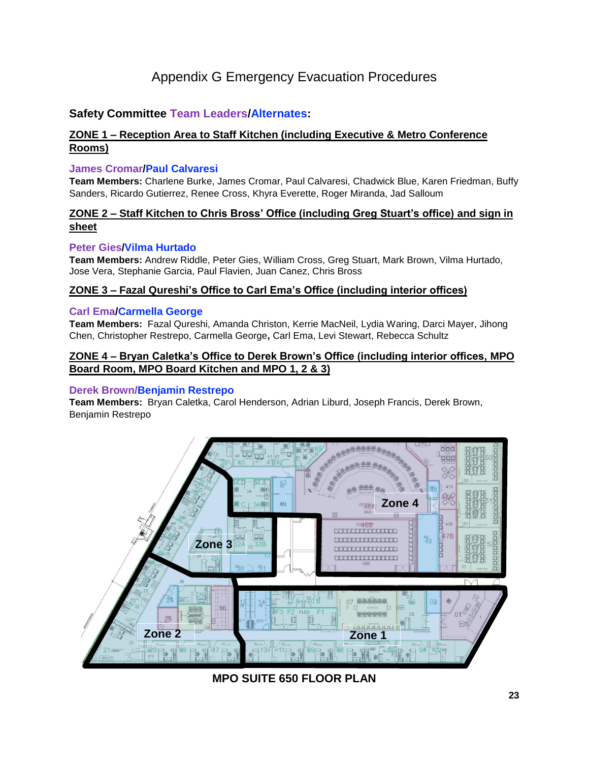# Appendix G Emergency Evacuation Procedures

## Safety Committee Team Leaders/Alternates:

### ZONE 1 – Reception Area to Staff Kitchen (including Executive & Metro Conference Rooms)

**James Cromar/Paul Calvaresi**

**Team Members:** Charlene Burke, James Cromar, Paul Calvaresi, Chadwick Blue, Karen Friedman, Buffy Sanders, Ricardo Gutierrez, Renee Cross, Khyra Everette, Roger Miranda, Jad Salloum

### ZONE 2 – Staff Kitchen to Chris Bross' Office (including Greg Stuart's office) and sign in sheet

**Peter Gies/Vilma Hurtado**

**Team Members:** Andrew Riddle, Peter Gies, William Cross, Greg Stuart, Mark Brown, Vilma Hurtado, Jose Vera, Stephanie Garcia, Paul Flavien, Juan Canez, Chris Bross

### ZONE 3 – Fazal Qureshi's Office to Carl Ema's Office (including interior offices)

**Carl Ema/Carmella George**

**Team Members:** Fazal Qureshi, Amanda Christon, Kerrie MacNeil, Lydia Waring, Darci Mayer, Jihong Chen, Christopher Restrepo, Carmella George, Carl Ema, Levi Stewart, Rebecca Schultz

### ZONE 4 – Bryan Caletka's Office to Derek Brown's Office (including interior offices, MPO Board Room, MPO Board Kitchen and MPO 1, 2 & 3)

**Derek Brown/Benjamin Restrepo**

**Team Members:** Bryan Caletka, Carol Henderson, Adrian Liburd, Joseph Francis, Derek Brown, Benjamin Restrepo

**MPO SUITE 650 FLOOR PLAN**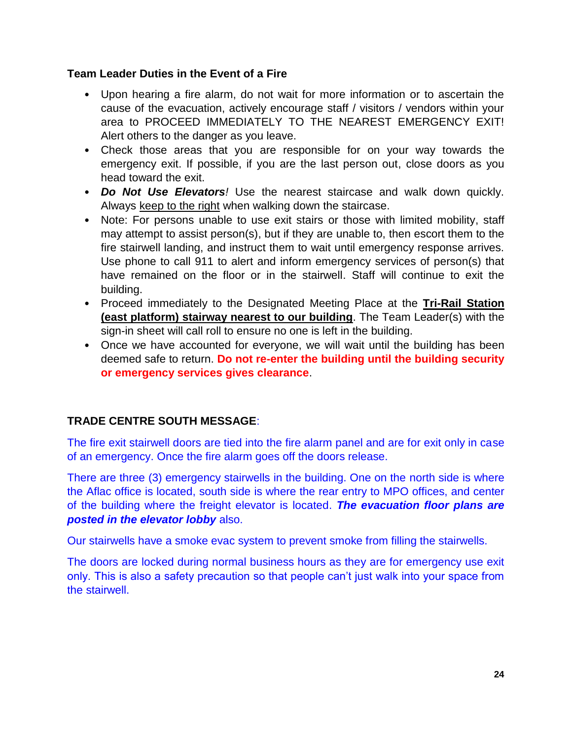**Team Leader Duties in the Event of a Fire**

- Upon hearing a fire alarm, do not wait for more information or to ascertain the cause of the evacuation, actively encourage staff / visitors / vendors within your area to PROCEED IMMEDIATELY TO THE NEAREST EMERGENCY EXIT! Alert others to the danger as you leave.
- Check those areas that you are responsible for on your way towards the emergency exit. If possible, if you are the last person out, close doors as you head toward the exit.
- ***Do Not Use Elevators****!* Use the nearest staircase and walk down quickly. Always keep to the right when walking down the staircase.
- Note: For persons unable to use exit stairs or those with limited mobility, staff may attempt to assist person(s), but if they are unable to, then escort them to the fire stairwell landing, and instruct them to wait until emergency response arrives. Use phone to call 911 to alert and inform emergency services of person(s) that have remained on the floor or in the stairwell. Staff will continue to exit the building.
- Proceed immediately to the Designated Meeting Place at the **Tri-Rail Station (east platform) stairway nearest to our building**. The Team Leader(s) with the sign-in sheet will call roll to ensure no one is left in the building.
- Once we have accounted for everyone, we will wait until the building has been deemed safe to return. **Do not re-enter the building until the building security or emergency services gives clearance**.

**TRADE CENTRE SOUTH MESSAGE**:

The fire exit stairwell doors are tied into the fire alarm panel and are for exit only in case of an emergency. Once the fire alarm goes off the doors release.

There are three (3) emergency stairwells in the building. One on the north side is where the Aflac office is located, south side is where the rear entry to MPO offices, and center of the building where the freight elevator is located. ***The evacuation floor plans are posted in the elevator lobby*** also.

Our stairwells have a smoke evac system to prevent smoke from filling the stairwells.

The doors are locked during normal business hours as they are for emergency use exit only. This is also a safety precaution so that people can't just walk into your space from the stairwell.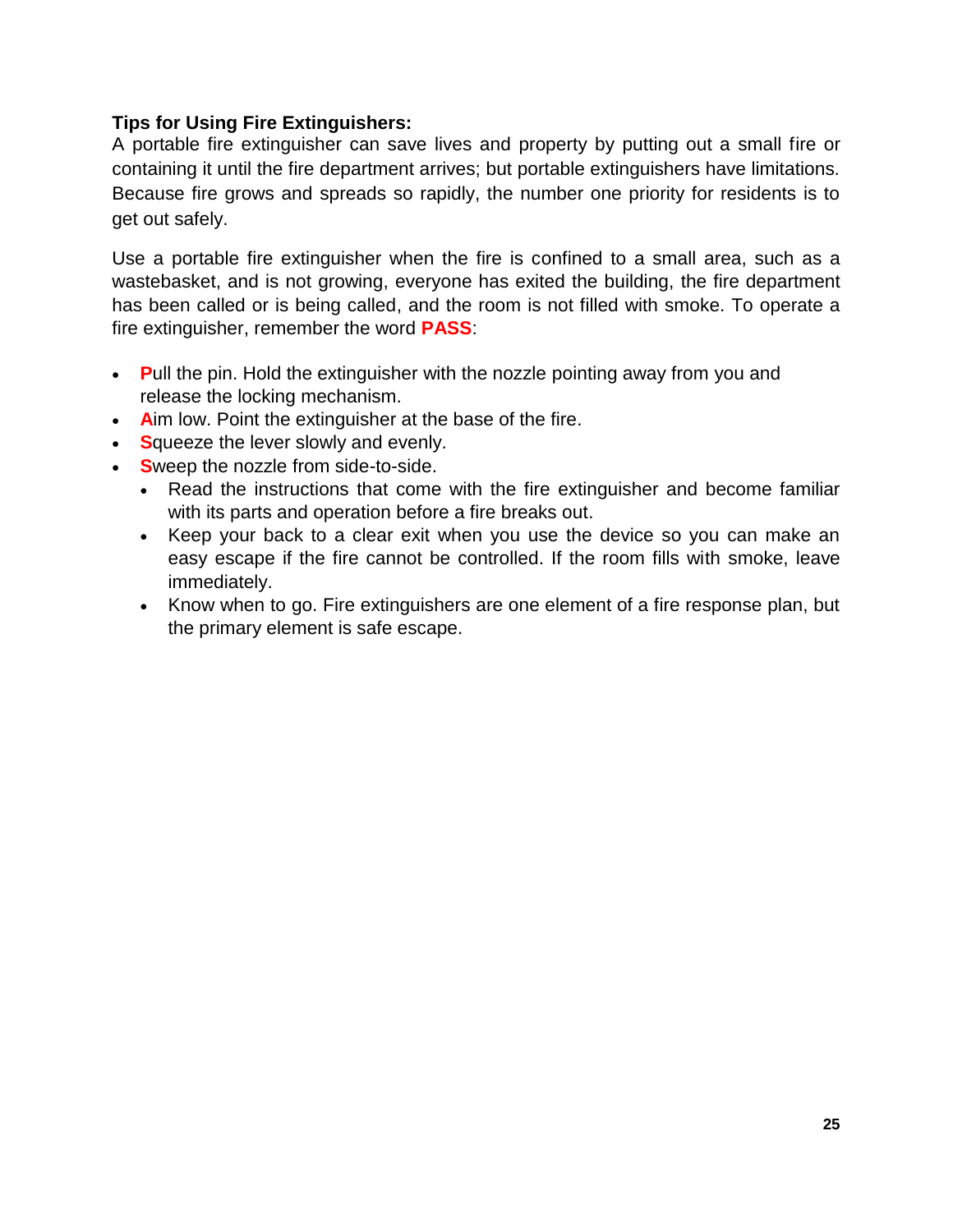**Tips for Using Fire Extinguishers:**

A portable fire extinguisher can save lives and property by putting out a small fire or containing it until the fire department arrives; but portable extinguishers have limitations. Because fire grows and spreads so rapidly, the number one priority for residents is to get out safely.

Use a portable fire extinguisher when the fire is confined to a small area, such as a wastebasket, and is not growing, everyone has exited the building, the fire department has been called or is being called, and the room is not filled with smoke. To operate a fire extinguisher, remember the word **PASS**:

- **P**ull the pin. Hold the extinguisher with the nozzle pointing away from you and release the locking mechanism.
- **A**im low. Point the extinguisher at the base of the fire.
- **S**queeze the lever slowly and evenly.
- **S**weep the nozzle from side-to-side.
    - Read the instructions that come with the fire extinguisher and become familiar with its parts and operation before a fire breaks out.
    - Keep your back to a clear exit when you use the device so you can make an easy escape if the fire cannot be controlled. If the room fills with smoke, leave immediately.
    - Know when to go. Fire extinguishers are one element of a fire response plan, but the primary element is safe escape.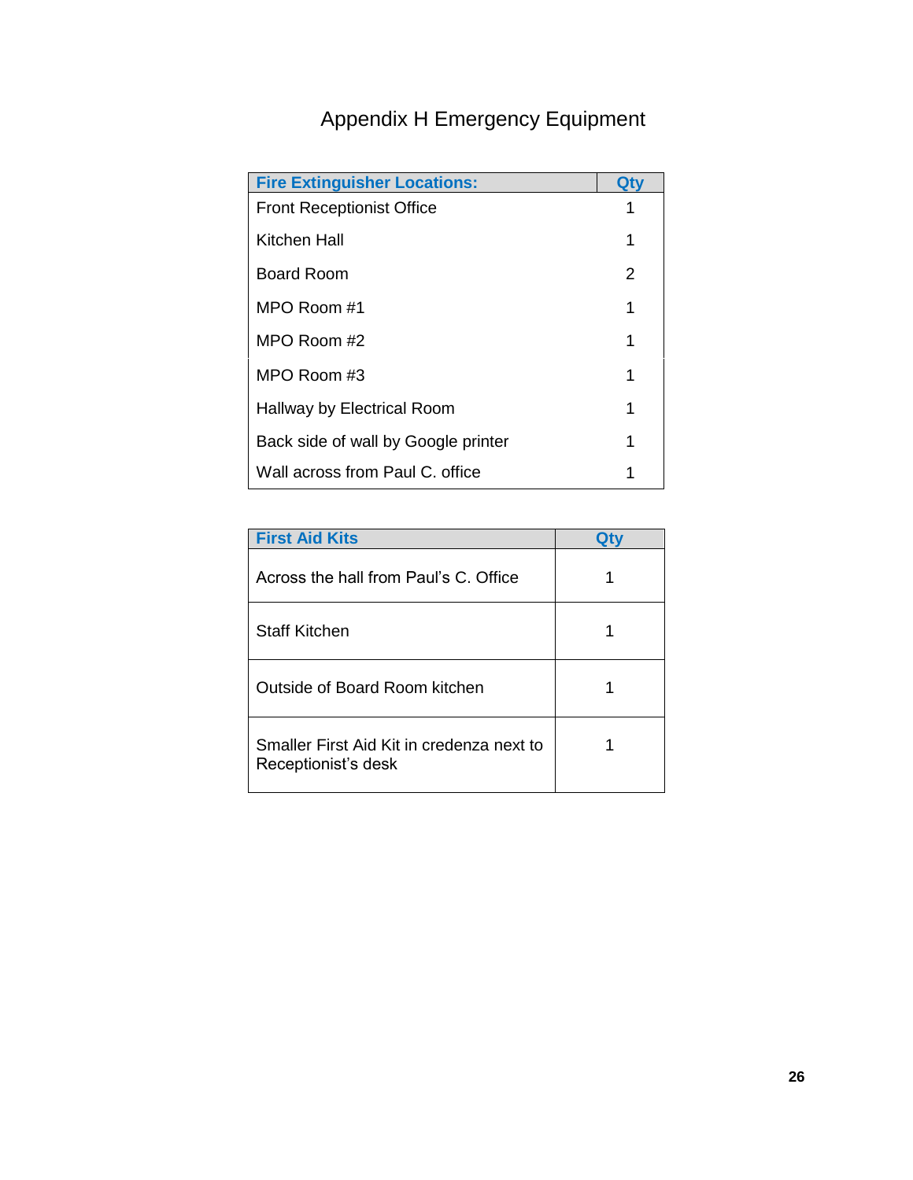# Appendix H Emergency Equipment

| **Fire Extinguisher Locations:** | **Qty** |
|---|---|
| Front Receptionist Office | 1 |
| Kitchen Hall | 1 |
| Board Room | 2 |
| MPO Room #1 | 1 |
| MPO Room #2 | 1 |
| MPO Room #3 | 1 |
| Hallway by Electrical Room | 1 |
| Back side of wall by Google printer | 1 |
| Wall across from Paul C. office | 1 |

| **First Aid Kits** | **Qty** |
|---|---|
| Across the hall from Paul's C. Office | 1 |
| Staff Kitchen | 1 |
| Outside of Board Room kitchen | 1 |
| Smaller First Aid Kit in credenza next to Receptionist's desk | 1 |